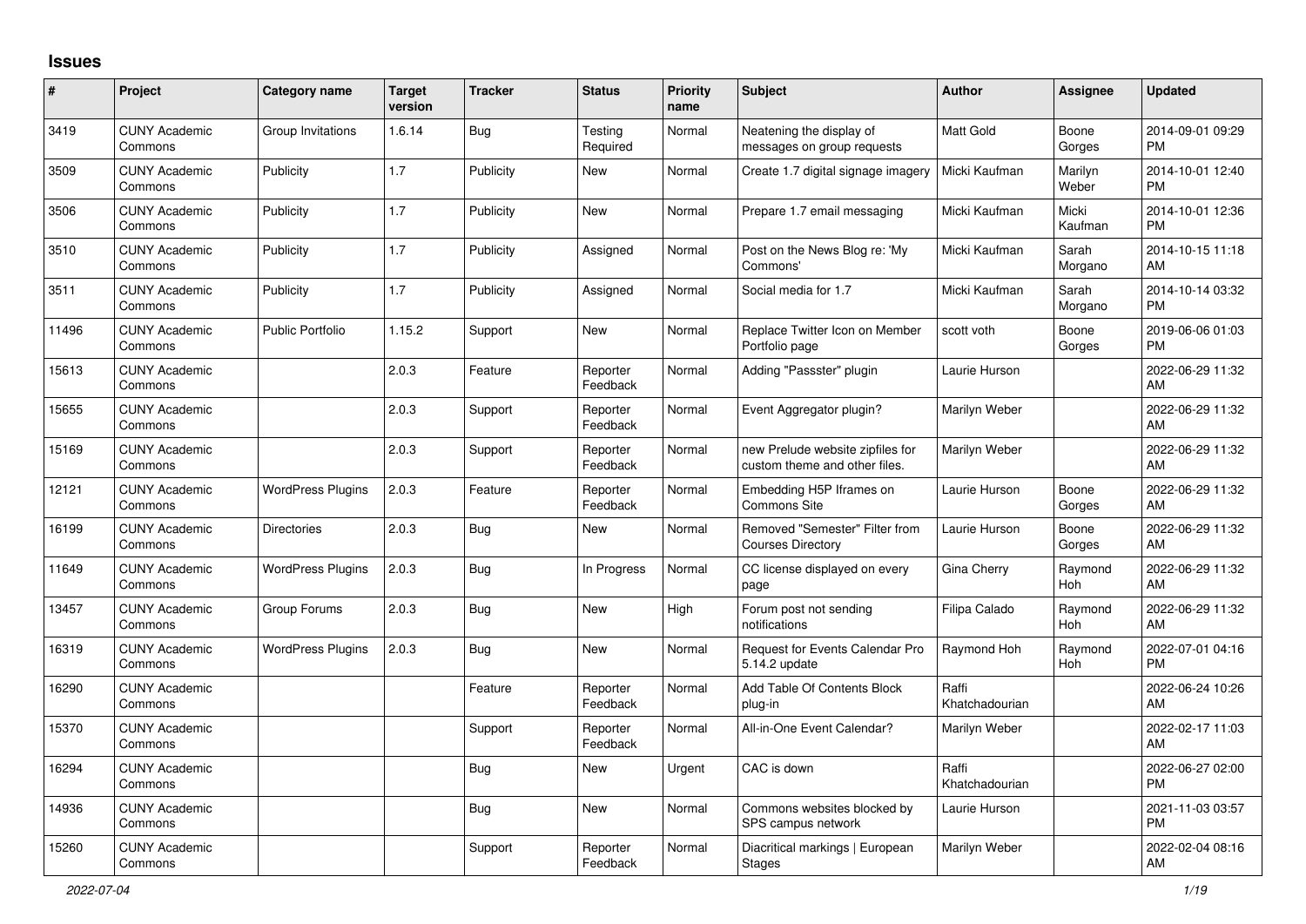## Issues

| # | Project | Category name | Target version | Tracker | Status | Priority name | Subject | Author | Assignee | Updated |
|---|---|---|---|---|---|---|---|---|---|---|
| 3419 | CUNY Academic Commons | Group Invitations | 1.6.14 | Bug | Testing Required | Normal | Neatening the display of messages on group requests | Matt Gold | Boone Gorges | 2014-09-01 09:29 PM |
| 3509 | CUNY Academic Commons | Publicity | 1.7 | Publicity | New | Normal | Create 1.7 digital signage imagery | Micki Kaufman | Marilyn Weber | 2014-10-01 12:40 PM |
| 3506 | CUNY Academic Commons | Publicity | 1.7 | Publicity | New | Normal | Prepare 1.7 email messaging | Micki Kaufman | Micki Kaufman | 2014-10-01 12:36 PM |
| 3510 | CUNY Academic Commons | Publicity | 1.7 | Publicity | Assigned | Normal | Post on the News Blog re: 'My Commons' | Micki Kaufman | Sarah Morgano | 2014-10-15 11:18 AM |
| 3511 | CUNY Academic Commons | Publicity | 1.7 | Publicity | Assigned | Normal | Social media for 1.7 | Micki Kaufman | Sarah Morgano | 2014-10-14 03:32 PM |
| 11496 | CUNY Academic Commons | Public Portfolio | 1.15.2 | Support | New | Normal | Replace Twitter Icon on Member Portfolio page | scott voth | Boone Gorges | 2019-06-06 01:03 PM |
| 15613 | CUNY Academic Commons | | 2.0.3 | Feature | Reporter Feedback | Normal | Adding "Passster" plugin | Laurie Hurson | | 2022-06-29 11:32 AM |
| 15655 | CUNY Academic Commons | | 2.0.3 | Support | Reporter Feedback | Normal | Event Aggregator plugin? | Marilyn Weber | | 2022-06-29 11:32 AM |
| 15169 | CUNY Academic Commons | | 2.0.3 | Support | Reporter Feedback | Normal | new Prelude website zipfiles for custom theme and other files. | Marilyn Weber | | 2022-06-29 11:32 AM |
| 12121 | CUNY Academic Commons | WordPress Plugins | 2.0.3 | Feature | Reporter Feedback | Normal | Embedding H5P Iframes on Commons Site | Laurie Hurson | Boone Gorges | 2022-06-29 11:32 AM |
| 16199 | CUNY Academic Commons | Directories | 2.0.3 | Bug | New | Normal | Removed "Semester" Filter from Courses Directory | Laurie Hurson | Boone Gorges | 2022-06-29 11:32 AM |
| 11649 | CUNY Academic Commons | WordPress Plugins | 2.0.3 | Bug | In Progress | Normal | CC license displayed on every page | Gina Cherry | Raymond Hoh | 2022-06-29 11:32 AM |
| 13457 | CUNY Academic Commons | Group Forums | 2.0.3 | Bug | New | High | Forum post not sending notifications | Filipa Calado | Raymond Hoh | 2022-06-29 11:32 AM |
| 16319 | CUNY Academic Commons | WordPress Plugins | 2.0.3 | Bug | New | Normal | Request for Events Calendar Pro 5.14.2 update | Raymond Hoh | Raymond Hoh | 2022-07-01 04:16 PM |
| 16290 | CUNY Academic Commons | | | Feature | Reporter Feedback | Normal | Add Table Of Contents Block plug-in | Raffi Khatchadourian | | 2022-06-24 10:26 AM |
| 15370 | CUNY Academic Commons | | | Support | Reporter Feedback | Normal | All-in-One Event Calendar? | Marilyn Weber | | 2022-02-17 11:03 AM |
| 16294 | CUNY Academic Commons | | | Bug | New | Urgent | CAC is down | Raffi Khatchadourian | | 2022-06-27 02:00 PM |
| 14936 | CUNY Academic Commons | | | Bug | New | Normal | Commons websites blocked by SPS campus network | Laurie Hurson | | 2021-11-03 03:57 PM |
| 15260 | CUNY Academic Commons | | | Support | Reporter Feedback | Normal | Diacritical markings \| European Stages | Marilyn Weber | | 2022-02-04 08:16 AM |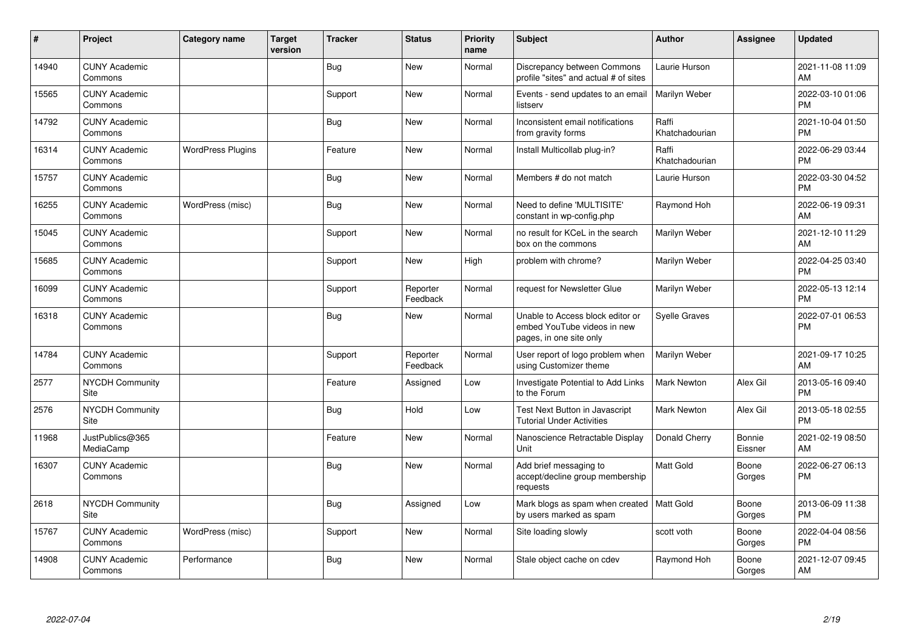| # | Project | Category name | Target version | Tracker | Status | Priority name | Subject | Author | Assignee | Updated |
|---|---|---|---|---|---|---|---|---|---|---|
| 14940 | CUNY Academic Commons | | | Bug | New | Normal | Discrepancy between Commons profile "sites" and actual # of sites | Laurie Hurson | | 2021-11-08 11:09 AM |
| 15565 | CUNY Academic Commons | | | Support | New | Normal | Events - send updates to an email listserv | Marilyn Weber | | 2022-03-10 01:06 PM |
| 14792 | CUNY Academic Commons | | | Bug | New | Normal | Inconsistent email notifications from gravity forms | Raffi Khatchadourian | | 2021-10-04 01:50 PM |
| 16314 | CUNY Academic Commons | WordPress Plugins | | Feature | New | Normal | Install Multicollab plug-in? | Raffi Khatchadourian | | 2022-06-29 03:44 PM |
| 15757 | CUNY Academic Commons | | | Bug | New | Normal | Members # do not match | Laurie Hurson | | 2022-03-30 04:52 PM |
| 16255 | CUNY Academic Commons | WordPress (misc) | | Bug | New | Normal | Need to define 'MULTISITE' constant in wp-config.php | Raymond Hoh | | 2022-06-19 09:31 AM |
| 15045 | CUNY Academic Commons | | | Support | New | Normal | no result for KCeL in the search box on the commons | Marilyn Weber | | 2021-12-10 11:29 AM |
| 15685 | CUNY Academic Commons | | | Support | New | High | problem with chrome? | Marilyn Weber | | 2022-04-25 03:40 PM |
| 16099 | CUNY Academic Commons | | | Support | Reporter Feedback | Normal | request for Newsletter Glue | Marilyn Weber | | 2022-05-13 12:14 PM |
| 16318 | CUNY Academic Commons | | | Bug | New | Normal | Unable to Access block editor or embed YouTube videos in new pages, in one site only | Syelle Graves | | 2022-07-01 06:53 PM |
| 14784 | CUNY Academic Commons | | | Support | Reporter Feedback | Normal | User report of logo problem when using Customizer theme | Marilyn Weber | | 2021-09-17 10:25 AM |
| 2577 | NYCDH Community Site | | | Feature | Assigned | Low | Investigate Potential to Add Links to the Forum | Mark Newton | Alex Gil | 2013-05-16 09:40 PM |
| 2576 | NYCDH Community Site | | | Bug | Hold | Low | Test Next Button in Javascript Tutorial Under Activities | Mark Newton | Alex Gil | 2013-05-18 02:55 PM |
| 11968 | JustPublics@365 MediaCamp | | | Feature | New | Normal | Nanoscience Retractable Display Unit | Donald Cherry | Bonnie Eissner | 2021-02-19 08:50 AM |
| 16307 | CUNY Academic Commons | | | Bug | New | Normal | Add brief messaging to accept/decline group membership requests | Matt Gold | Boone Gorges | 2022-06-27 06:13 PM |
| 2618 | NYCDH Community Site | | | Bug | Assigned | Low | Mark blogs as spam when created by users marked as spam | Matt Gold | Boone Gorges | 2013-06-09 11:38 PM |
| 15767 | CUNY Academic Commons | WordPress (misc) | | Support | New | Normal | Site loading slowly | scott voth | Boone Gorges | 2022-04-04 08:56 PM |
| 14908 | CUNY Academic Commons | Performance | | Bug | New | Normal | Stale object cache on cdev | Raymond Hoh | Boone Gorges | 2021-12-07 09:45 AM |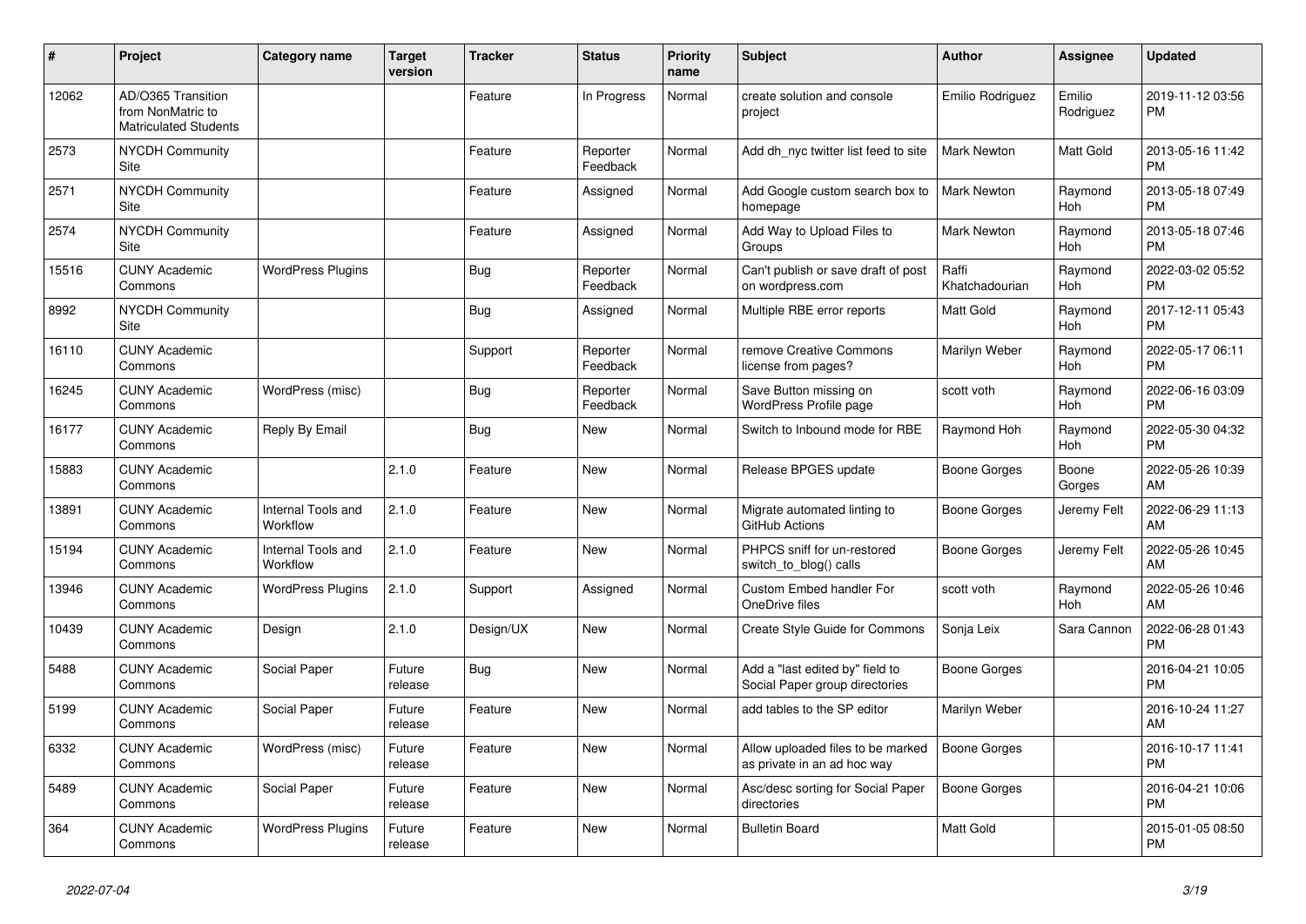| # | Project | Category name | Target version | Tracker | Status | Priority name | Subject | Author | Assignee | Updated |
|---|---|---|---|---|---|---|---|---|---|---|
| 12062 | AD/O365 Transition from NonMatric to Matriculated Students | | | Feature | In Progress | Normal | create solution and console project | Emilio Rodriguez | Emilio Rodriguez | 2019-11-12 03:56 PM |
| 2573 | NYCDH Community Site | | | Feature | Reporter Feedback | Normal | Add dh_nyc twitter list feed to site | Mark Newton | Matt Gold | 2013-05-16 11:42 PM |
| 2571 | NYCDH Community Site | | | Feature | Assigned | Normal | Add Google custom search box to homepage | Mark Newton | Raymond Hoh | 2013-05-18 07:49 PM |
| 2574 | NYCDH Community Site | | | Feature | Assigned | Normal | Add Way to Upload Files to Groups | Mark Newton | Raymond Hoh | 2013-05-18 07:46 PM |
| 15516 | CUNY Academic Commons | WordPress Plugins | | Bug | Reporter Feedback | Normal | Can't publish or save draft of post on wordpress.com | Raffi Khatchadourian | Raymond Hoh | 2022-03-02 05:52 PM |
| 8992 | NYCDH Community Site | | | Bug | Assigned | Normal | Multiple RBE error reports | Matt Gold | Raymond Hoh | 2017-12-11 05:43 PM |
| 16110 | CUNY Academic Commons | | | Support | Reporter Feedback | Normal | remove Creative Commons license from pages? | Marilyn Weber | Raymond Hoh | 2022-05-17 06:11 PM |
| 16245 | CUNY Academic Commons | WordPress (misc) | | Bug | Reporter Feedback | Normal | Save Button missing on WordPress Profile page | scott voth | Raymond Hoh | 2022-06-16 03:09 PM |
| 16177 | CUNY Academic Commons | Reply By Email | | Bug | New | Normal | Switch to Inbound mode for RBE | Raymond Hoh | Raymond Hoh | 2022-05-30 04:32 PM |
| 15883 | CUNY Academic Commons | | 2.1.0 | Feature | New | Normal | Release BPGES update | Boone Gorges | Boone Gorges | 2022-05-26 10:39 AM |
| 13891 | CUNY Academic Commons | Internal Tools and Workflow | 2.1.0 | Feature | New | Normal | Migrate automated linting to GitHub Actions | Boone Gorges | Jeremy Felt | 2022-06-29 11:13 AM |
| 15194 | CUNY Academic Commons | Internal Tools and Workflow | 2.1.0 | Feature | New | Normal | PHPCS sniff for un-restored switch_to_blog() calls | Boone Gorges | Jeremy Felt | 2022-05-26 10:45 AM |
| 13946 | CUNY Academic Commons | WordPress Plugins | 2.1.0 | Support | Assigned | Normal | Custom Embed handler For OneDrive files | scott voth | Raymond Hoh | 2022-05-26 10:46 AM |
| 10439 | CUNY Academic Commons | Design | 2.1.0 | Design/UX | New | Normal | Create Style Guide for Commons | Sonja Leix | Sara Cannon | 2022-06-28 01:43 PM |
| 5488 | CUNY Academic Commons | Social Paper | Future release | Bug | New | Normal | Add a "last edited by" field to Social Paper group directories | Boone Gorges | | 2016-04-21 10:05 PM |
| 5199 | CUNY Academic Commons | Social Paper | Future release | Feature | New | Normal | add tables to the SP editor | Marilyn Weber | | 2016-10-24 11:27 AM |
| 6332 | CUNY Academic Commons | WordPress (misc) | Future release | Feature | New | Normal | Allow uploaded files to be marked as private in an ad hoc way | Boone Gorges | | 2016-10-17 11:41 PM |
| 5489 | CUNY Academic Commons | Social Paper | Future release | Feature | New | Normal | Asc/desc sorting for Social Paper directories | Boone Gorges | | 2016-04-21 10:06 PM |
| 364 | CUNY Academic Commons | WordPress Plugins | Future release | Feature | New | Normal | Bulletin Board | Matt Gold | | 2015-01-05 08:50 PM |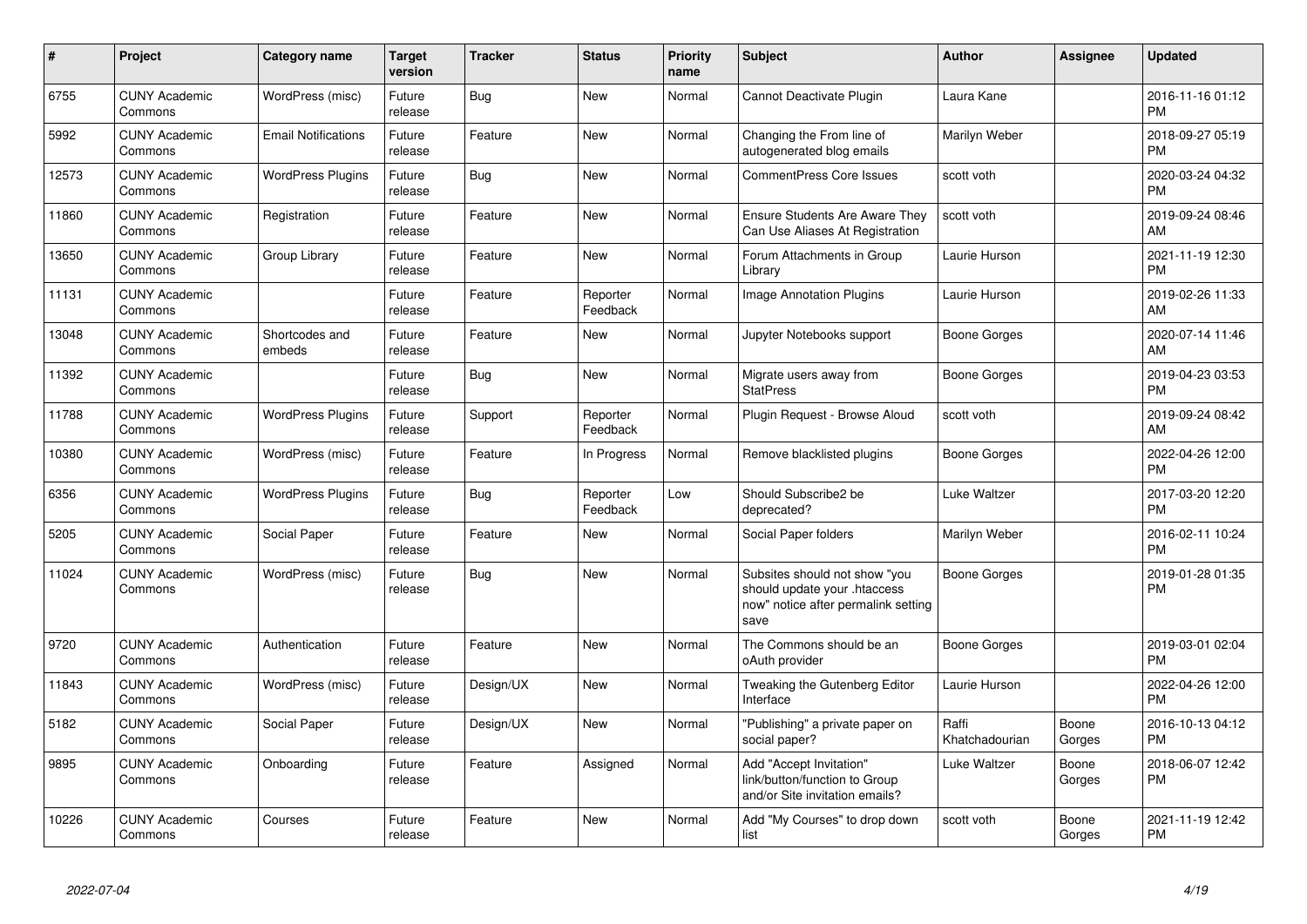| # | Project | Category name | Target version | Tracker | Status | Priority name | Subject | Author | Assignee | Updated |
|---|---|---|---|---|---|---|---|---|---|---|
| 6755 | CUNY Academic Commons | WordPress (misc) | Future release | Bug | New | Normal | Cannot Deactivate Plugin | Laura Kane | | 2016-11-16 01:12 PM |
| 5992 | CUNY Academic Commons | Email Notifications | Future release | Feature | New | Normal | Changing the From line of autogenerated blog emails | Marilyn Weber | | 2018-09-27 05:19 PM |
| 12573 | CUNY Academic Commons | WordPress Plugins | Future release | Bug | New | Normal | CommentPress Core Issues | scott voth | | 2020-03-24 04:32 PM |
| 11860 | CUNY Academic Commons | Registration | Future release | Feature | New | Normal | Ensure Students Are Aware They Can Use Aliases At Registration | scott voth | | 2019-09-24 08:46 AM |
| 13650 | CUNY Academic Commons | Group Library | Future release | Feature | New | Normal | Forum Attachments in Group Library | Laurie Hurson | | 2021-11-19 12:30 PM |
| 11131 | CUNY Academic Commons | | Future release | Feature | Reporter Feedback | Normal | Image Annotation Plugins | Laurie Hurson | | 2019-02-26 11:33 AM |
| 13048 | CUNY Academic Commons | Shortcodes and embeds | Future release | Feature | New | Normal | Jupyter Notebooks support | Boone Gorges | | 2020-07-14 11:46 AM |
| 11392 | CUNY Academic Commons | | Future release | Bug | New | Normal | Migrate users away from StatPress | Boone Gorges | | 2019-04-23 03:53 PM |
| 11788 | CUNY Academic Commons | WordPress Plugins | Future release | Support | Reporter Feedback | Normal | Plugin Request - Browse Aloud | scott voth | | 2019-09-24 08:42 AM |
| 10380 | CUNY Academic Commons | WordPress (misc) | Future release | Feature | In Progress | Normal | Remove blacklisted plugins | Boone Gorges | | 2022-04-26 12:00 PM |
| 6356 | CUNY Academic Commons | WordPress Plugins | Future release | Bug | Reporter Feedback | Low | Should Subscribe2 be deprecated? | Luke Waltzer | | 2017-03-20 12:20 PM |
| 5205 | CUNY Academic Commons | Social Paper | Future release | Feature | New | Normal | Social Paper folders | Marilyn Weber | | 2016-02-11 10:24 PM |
| 11024 | CUNY Academic Commons | WordPress (misc) | Future release | Bug | New | Normal | Subsites should not show "you should update your .htaccess now" notice after permalink setting save | Boone Gorges | | 2019-01-28 01:35 PM |
| 9720 | CUNY Academic Commons | Authentication | Future release | Feature | New | Normal | The Commons should be an oAuth provider | Boone Gorges | | 2019-03-01 02:04 PM |
| 11843 | CUNY Academic Commons | WordPress (misc) | Future release | Design/UX | New | Normal | Tweaking the Gutenberg Editor Interface | Laurie Hurson | | 2022-04-26 12:00 PM |
| 5182 | CUNY Academic Commons | Social Paper | Future release | Design/UX | New | Normal | "Publishing" a private paper on social paper? | Raffi Khatchadourian | Boone Gorges | 2016-10-13 04:12 PM |
| 9895 | CUNY Academic Commons | Onboarding | Future release | Feature | Assigned | Normal | Add "Accept Invitation" link/button/function to Group and/or Site invitation emails? | Luke Waltzer | Boone Gorges | 2018-06-07 12:42 PM |
| 10226 | CUNY Academic Commons | Courses | Future release | Feature | New | Normal | Add "My Courses" to drop down list | scott voth | Boone Gorges | 2021-11-19 12:42 PM |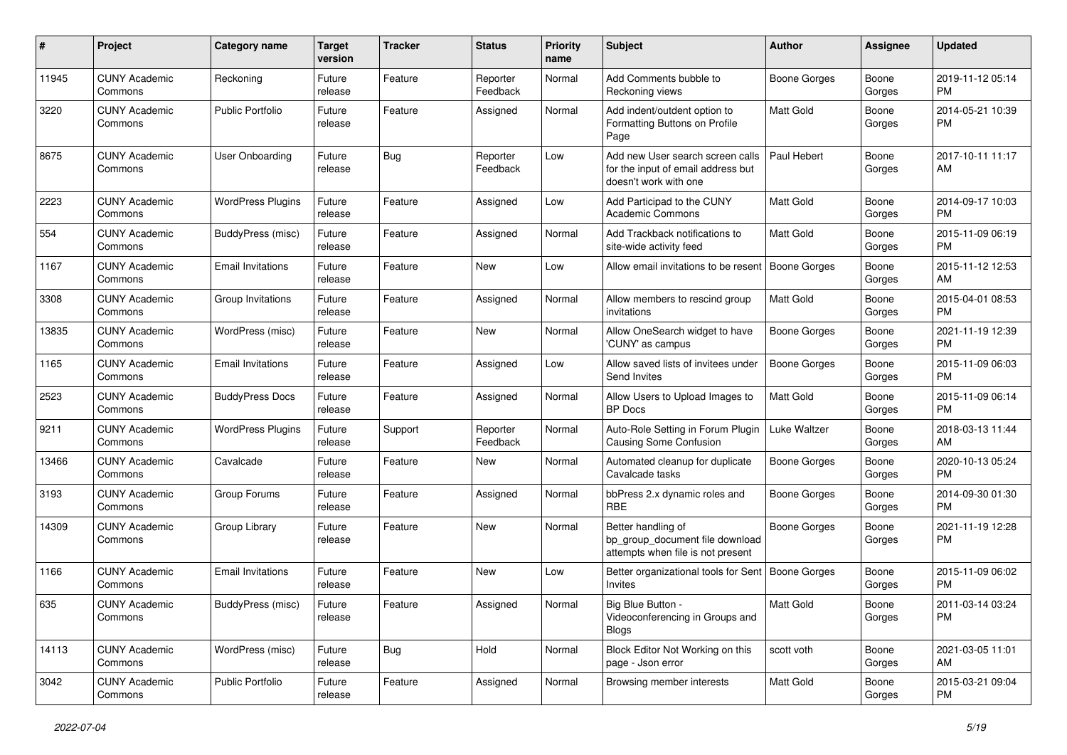| # | Project | Category name | Target version | Tracker | Status | Priority name | Subject | Author | Assignee | Updated |
| --- | --- | --- | --- | --- | --- | --- | --- | --- | --- | --- |
| 11945 | CUNY Academic Commons | Reckoning | Future release | Feature | Reporter Feedback | Normal | Add Comments bubble to Reckoning views | Boone Gorges | Boone Gorges | 2019-11-12 05:14 PM |
| 3220 | CUNY Academic Commons | Public Portfolio | Future release | Feature | Assigned | Normal | Add indent/outdent option to Formatting Buttons on Profile Page | Matt Gold | Boone Gorges | 2014-05-21 10:39 PM |
| 8675 | CUNY Academic Commons | User Onboarding | Future release | Bug | Reporter Feedback | Low | Add new User search screen calls for the input of email address but doesn't work with one | Paul Hebert | Boone Gorges | 2017-10-11 11:17 AM |
| 2223 | CUNY Academic Commons | WordPress Plugins | Future release | Feature | Assigned | Low | Add Participad to the CUNY Academic Commons | Matt Gold | Boone Gorges | 2014-09-17 10:03 PM |
| 554 | CUNY Academic Commons | BuddyPress (misc) | Future release | Feature | Assigned | Normal | Add Trackback notifications to site-wide activity feed | Matt Gold | Boone Gorges | 2015-11-09 06:19 PM |
| 1167 | CUNY Academic Commons | Email Invitations | Future release | Feature | New | Low | Allow email invitations to be resent | Boone Gorges | Boone Gorges | 2015-11-12 12:53 AM |
| 3308 | CUNY Academic Commons | Group Invitations | Future release | Feature | Assigned | Normal | Allow members to rescind group invitations | Matt Gold | Boone Gorges | 2015-04-01 08:53 PM |
| 13835 | CUNY Academic Commons | WordPress (misc) | Future release | Feature | New | Normal | Allow OneSearch widget to have 'CUNY' as campus | Boone Gorges | Boone Gorges | 2021-11-19 12:39 PM |
| 1165 | CUNY Academic Commons | Email Invitations | Future release | Feature | Assigned | Low | Allow saved lists of invitees under Send Invites | Boone Gorges | Boone Gorges | 2015-11-09 06:03 PM |
| 2523 | CUNY Academic Commons | BuddyPress Docs | Future release | Feature | Assigned | Normal | Allow Users to Upload Images to BP Docs | Matt Gold | Boone Gorges | 2015-11-09 06:14 PM |
| 9211 | CUNY Academic Commons | WordPress Plugins | Future release | Support | Reporter Feedback | Normal | Auto-Role Setting in Forum Plugin Causing Some Confusion | Luke Waltzer | Boone Gorges | 2018-03-13 11:44 AM |
| 13466 | CUNY Academic Commons | Cavalcade | Future release | Feature | New | Normal | Automated cleanup for duplicate Cavalcade tasks | Boone Gorges | Boone Gorges | 2020-10-13 05:24 PM |
| 3193 | CUNY Academic Commons | Group Forums | Future release | Feature | Assigned | Normal | bbPress 2.x dynamic roles and RBE | Boone Gorges | Boone Gorges | 2014-09-30 01:30 PM |
| 14309 | CUNY Academic Commons | Group Library | Future release | Feature | New | Normal | Better handling of bp_group_document file download attempts when file is not present | Boone Gorges | Boone Gorges | 2021-11-19 12:28 PM |
| 1166 | CUNY Academic Commons | Email Invitations | Future release | Feature | New | Low | Better organizational tools for Sent Invites | Boone Gorges | Boone Gorges | 2015-11-09 06:02 PM |
| 635 | CUNY Academic Commons | BuddyPress (misc) | Future release | Feature | Assigned | Normal | Big Blue Button - Videoconferencing in Groups and Blogs | Matt Gold | Boone Gorges | 2011-03-14 03:24 PM |
| 14113 | CUNY Academic Commons | WordPress (misc) | Future release | Bug | Hold | Normal | Block Editor Not Working on this page - Json error | scott voth | Boone Gorges | 2021-03-05 11:01 AM |
| 3042 | CUNY Academic Commons | Public Portfolio | Future release | Feature | Assigned | Normal | Browsing member interests | Matt Gold | Boone Gorges | 2015-03-21 09:04 PM |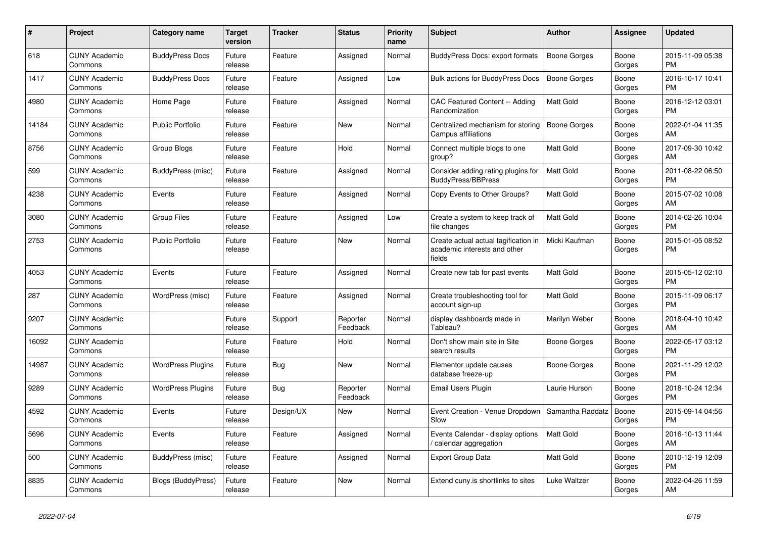| # | Project | Category name | Target version | Tracker | Status | Priority name | Subject | Author | Assignee | Updated |
|---|---|---|---|---|---|---|---|---|---|---|
| 618 | CUNY Academic Commons | BuddyPress Docs | Future release | Feature | Assigned | Normal | BuddyPress Docs: export formats | Boone Gorges | Boone Gorges | 2015-11-09 05:38 PM |
| 1417 | CUNY Academic Commons | BuddyPress Docs | Future release | Feature | Assigned | Low | Bulk actions for BuddyPress Docs | Boone Gorges | Boone Gorges | 2016-10-17 10:41 PM |
| 4980 | CUNY Academic Commons | Home Page | Future release | Feature | Assigned | Normal | CAC Featured Content -- Adding Randomization | Matt Gold | Boone Gorges | 2016-12-12 03:01 PM |
| 14184 | CUNY Academic Commons | Public Portfolio | Future release | Feature | New | Normal | Centralized mechanism for storing Campus affiliations | Boone Gorges | Boone Gorges | 2022-01-04 11:35 AM |
| 8756 | CUNY Academic Commons | Group Blogs | Future release | Feature | Hold | Normal | Connect multiple blogs to one group? | Matt Gold | Boone Gorges | 2017-09-30 10:42 AM |
| 599 | CUNY Academic Commons | BuddyPress (misc) | Future release | Feature | Assigned | Normal | Consider adding rating plugins for BuddyPress/BBPress | Matt Gold | Boone Gorges | 2011-08-22 06:50 PM |
| 4238 | CUNY Academic Commons | Events | Future release | Feature | Assigned | Normal | Copy Events to Other Groups? | Matt Gold | Boone Gorges | 2015-07-02 10:08 AM |
| 3080 | CUNY Academic Commons | Group Files | Future release | Feature | Assigned | Low | Create a system to keep track of file changes | Matt Gold | Boone Gorges | 2014-02-26 10:04 PM |
| 2753 | CUNY Academic Commons | Public Portfolio | Future release | Feature | New | Normal | Create actual actual tagification in academic interests and other fields | Micki Kaufman | Boone Gorges | 2015-01-05 08:52 PM |
| 4053 | CUNY Academic Commons | Events | Future release | Feature | Assigned | Normal | Create new tab for past events | Matt Gold | Boone Gorges | 2015-05-12 02:10 PM |
| 287 | CUNY Academic Commons | WordPress (misc) | Future release | Feature | Assigned | Normal | Create troubleshooting tool for account sign-up | Matt Gold | Boone Gorges | 2015-11-09 06:17 PM |
| 9207 | CUNY Academic Commons | | Future release | Support | Reporter Feedback | Normal | display dashboards made in Tableau? | Marilyn Weber | Boone Gorges | 2018-04-10 10:42 AM |
| 16092 | CUNY Academic Commons | | Future release | Feature | Hold | Normal | Don't show main site in Site search results | Boone Gorges | Boone Gorges | 2022-05-17 03:12 PM |
| 14987 | CUNY Academic Commons | WordPress Plugins | Future release | Bug | New | Normal | Elementor update causes database freeze-up | Boone Gorges | Boone Gorges | 2021-11-29 12:02 PM |
| 9289 | CUNY Academic Commons | WordPress Plugins | Future release | Bug | Reporter Feedback | Normal | Email Users Plugin | Laurie Hurson | Boone Gorges | 2018-10-24 12:34 PM |
| 4592 | CUNY Academic Commons | Events | Future release | Design/UX | New | Normal | Event Creation - Venue Dropdown Slow | Samantha Raddatz | Boone Gorges | 2015-09-14 04:56 PM |
| 5696 | CUNY Academic Commons | Events | Future release | Feature | Assigned | Normal | Events Calendar - display options / calendar aggregation | Matt Gold | Boone Gorges | 2016-10-13 11:44 AM |
| 500 | CUNY Academic Commons | BuddyPress (misc) | Future release | Feature | Assigned | Normal | Export Group Data | Matt Gold | Boone Gorges | 2010-12-19 12:09 PM |
| 8835 | CUNY Academic Commons | Blogs (BuddyPress) | Future release | Feature | New | Normal | Extend cuny.is shortlinks to sites | Luke Waltzer | Boone Gorges | 2022-04-26 11:59 AM |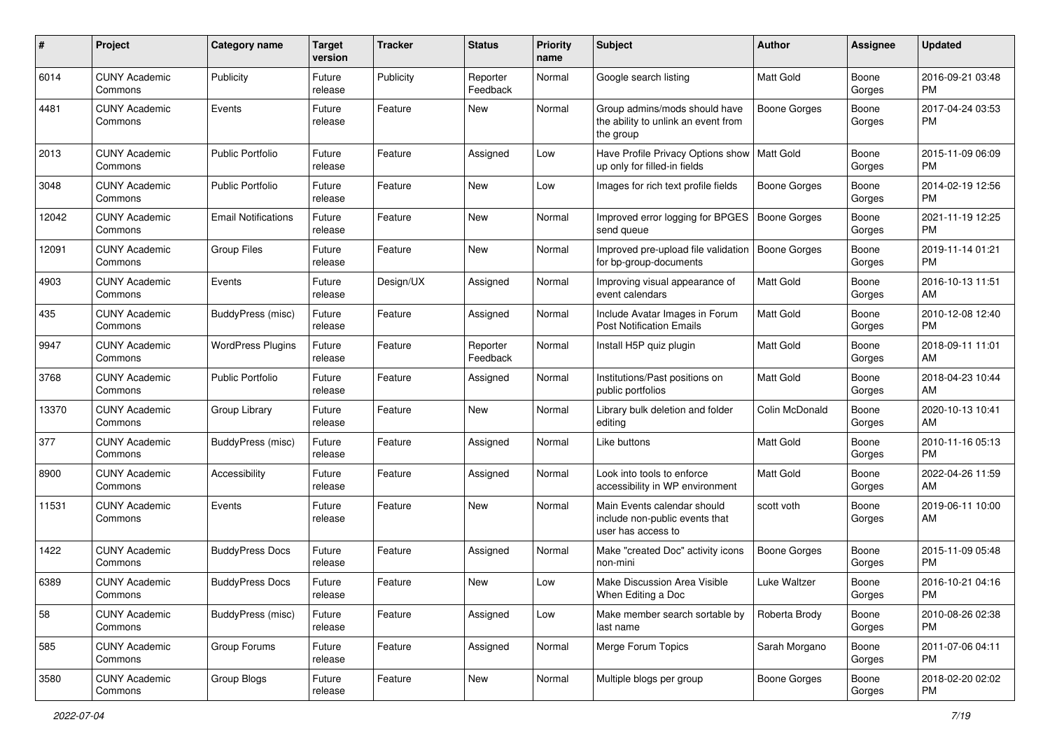| # | Project | Category name | Target version | Tracker | Status | Priority name | Subject | Author | Assignee | Updated |
|---|---|---|---|---|---|---|---|---|---|---|
| 6014 | CUNY Academic Commons | Publicity | Future release | Publicity | Reporter Feedback | Normal | Google search listing | Matt Gold | Boone Gorges | 2016-09-21 03:48 PM |
| 4481 | CUNY Academic Commons | Events | Future release | Feature | New | Normal | Group admins/mods should have the ability to unlink an event from the group | Boone Gorges | Boone Gorges | 2017-04-24 03:53 PM |
| 2013 | CUNY Academic Commons | Public Portfolio | Future release | Feature | Assigned | Low | Have Profile Privacy Options show up only for filled-in fields | Matt Gold | Boone Gorges | 2015-11-09 06:09 PM |
| 3048 | CUNY Academic Commons | Public Portfolio | Future release | Feature | New | Low | Images for rich text profile fields | Boone Gorges | Boone Gorges | 2014-02-19 12:56 PM |
| 12042 | CUNY Academic Commons | Email Notifications | Future release | Feature | New | Normal | Improved error logging for BPGES send queue | Boone Gorges | Boone Gorges | 2021-11-19 12:25 PM |
| 12091 | CUNY Academic Commons | Group Files | Future release | Feature | New | Normal | Improved pre-upload file validation for bp-group-documents | Boone Gorges | Boone Gorges | 2019-11-14 01:21 PM |
| 4903 | CUNY Academic Commons | Events | Future release | Design/UX | Assigned | Normal | Improving visual appearance of event calendars | Matt Gold | Boone Gorges | 2016-10-13 11:51 AM |
| 435 | CUNY Academic Commons | BuddyPress (misc) | Future release | Feature | Assigned | Normal | Include Avatar Images in Forum Post Notification Emails | Matt Gold | Boone Gorges | 2010-12-08 12:40 PM |
| 9947 | CUNY Academic Commons | WordPress Plugins | Future release | Feature | Reporter Feedback | Normal | Install H5P quiz plugin | Matt Gold | Boone Gorges | 2018-09-11 11:01 AM |
| 3768 | CUNY Academic Commons | Public Portfolio | Future release | Feature | Assigned | Normal | Institutions/Past positions on public portfolios | Matt Gold | Boone Gorges | 2018-04-23 10:44 AM |
| 13370 | CUNY Academic Commons | Group Library | Future release | Feature | New | Normal | Library bulk deletion and folder editing | Colin McDonald | Boone Gorges | 2020-10-13 10:41 AM |
| 377 | CUNY Academic Commons | BuddyPress (misc) | Future release | Feature | Assigned | Normal | Like buttons | Matt Gold | Boone Gorges | 2010-11-16 05:13 PM |
| 8900 | CUNY Academic Commons | Accessibility | Future release | Feature | Assigned | Normal | Look into tools to enforce accessibility in WP environment | Matt Gold | Boone Gorges | 2022-04-26 11:59 AM |
| 11531 | CUNY Academic Commons | Events | Future release | Feature | New | Normal | Main Events calendar should include non-public events that user has access to | scott voth | Boone Gorges | 2019-06-11 10:00 AM |
| 1422 | CUNY Academic Commons | BuddyPress Docs | Future release | Feature | Assigned | Normal | Make "created Doc" activity icons non-mini | Boone Gorges | Boone Gorges | 2015-11-09 05:48 PM |
| 6389 | CUNY Academic Commons | BuddyPress Docs | Future release | Feature | New | Low | Make Discussion Area Visible When Editing a Doc | Luke Waltzer | Boone Gorges | 2016-10-21 04:16 PM |
| 58 | CUNY Academic Commons | BuddyPress (misc) | Future release | Feature | Assigned | Low | Make member search sortable by last name | Roberta Brody | Boone Gorges | 2010-08-26 02:38 PM |
| 585 | CUNY Academic Commons | Group Forums | Future release | Feature | Assigned | Normal | Merge Forum Topics | Sarah Morgano | Boone Gorges | 2011-07-06 04:11 PM |
| 3580 | CUNY Academic Commons | Group Blogs | Future release | Feature | New | Normal | Multiple blogs per group | Boone Gorges | Boone Gorges | 2018-02-20 02:02 PM |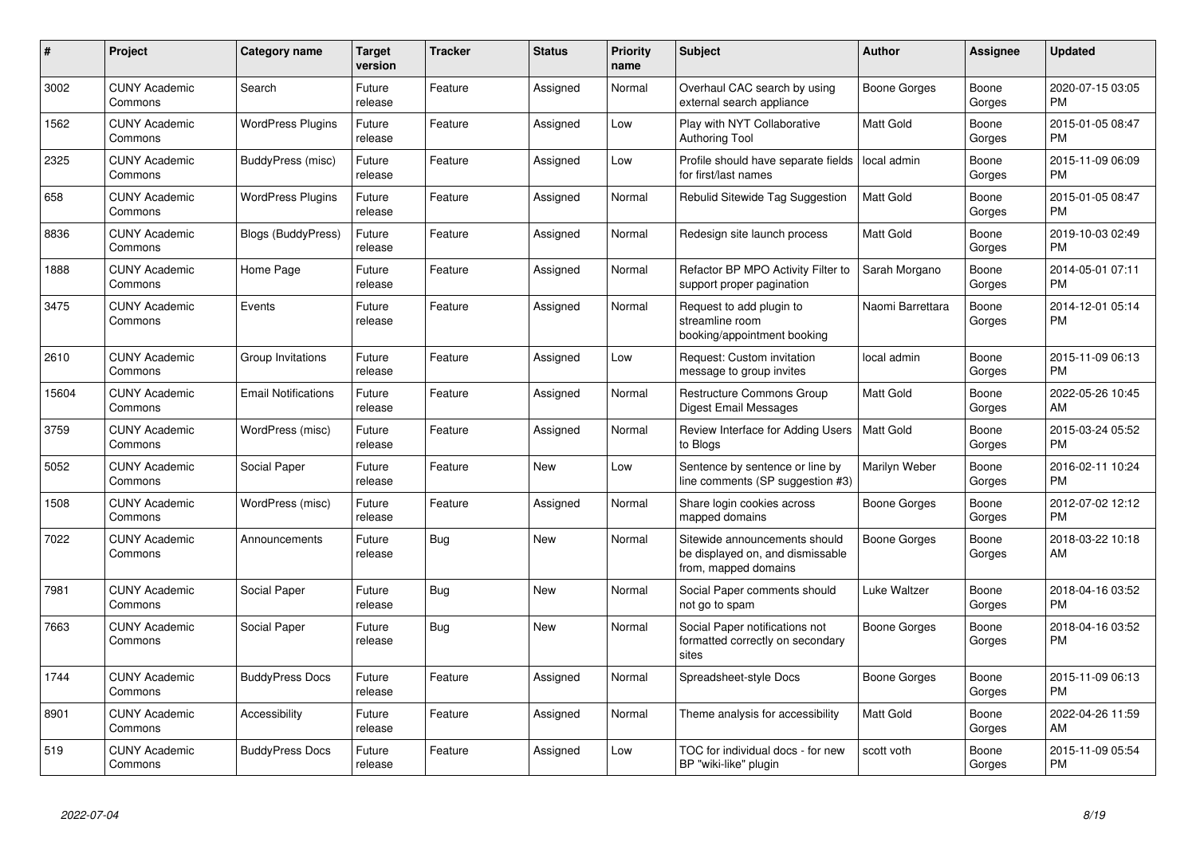| # | Project | Category name | Target version | Tracker | Status | Priority name | Subject | Author | Assignee | Updated |
|---|---|---|---|---|---|---|---|---|---|---|
| 3002 | CUNY Academic Commons | Search | Future release | Feature | Assigned | Normal | Overhaul CAC search by using external search appliance | Boone Gorges | Boone Gorges | 2020-07-15 03:05 PM |
| 1562 | CUNY Academic Commons | WordPress Plugins | Future release | Feature | Assigned | Low | Play with NYT Collaborative Authoring Tool | Matt Gold | Boone Gorges | 2015-01-05 08:47 PM |
| 2325 | CUNY Academic Commons | BuddyPress (misc) | Future release | Feature | Assigned | Low | Profile should have separate fields for first/last names | local admin | Boone Gorges | 2015-11-09 06:09 PM |
| 658 | CUNY Academic Commons | WordPress Plugins | Future release | Feature | Assigned | Normal | Rebulid Sitewide Tag Suggestion | Matt Gold | Boone Gorges | 2015-01-05 08:47 PM |
| 8836 | CUNY Academic Commons | Blogs (BuddyPress) | Future release | Feature | Assigned | Normal | Redesign site launch process | Matt Gold | Boone Gorges | 2019-10-03 02:49 PM |
| 1888 | CUNY Academic Commons | Home Page | Future release | Feature | Assigned | Normal | Refactor BP MPO Activity Filter to support proper pagination | Sarah Morgano | Boone Gorges | 2014-05-01 07:11 PM |
| 3475 | CUNY Academic Commons | Events | Future release | Feature | Assigned | Normal | Request to add plugin to streamline room booking/appointment booking | Naomi Barrettara | Boone Gorges | 2014-12-01 05:14 PM |
| 2610 | CUNY Academic Commons | Group Invitations | Future release | Feature | Assigned | Low | Request: Custom invitation message to group invites | local admin | Boone Gorges | 2015-11-09 06:13 PM |
| 15604 | CUNY Academic Commons | Email Notifications | Future release | Feature | Assigned | Normal | Restructure Commons Group Digest Email Messages | Matt Gold | Boone Gorges | 2022-05-26 10:45 AM |
| 3759 | CUNY Academic Commons | WordPress (misc) | Future release | Feature | Assigned | Normal | Review Interface for Adding Users to Blogs | Matt Gold | Boone Gorges | 2015-03-24 05:52 PM |
| 5052 | CUNY Academic Commons | Social Paper | Future release | Feature | New | Low | Sentence by sentence or line by line comments (SP suggestion #3) | Marilyn Weber | Boone Gorges | 2016-02-11 10:24 PM |
| 1508 | CUNY Academic Commons | WordPress (misc) | Future release | Feature | Assigned | Normal | Share login cookies across mapped domains | Boone Gorges | Boone Gorges | 2012-07-02 12:12 PM |
| 7022 | CUNY Academic Commons | Announcements | Future release | Bug | New | Normal | Sitewide announcements should be displayed on, and dismissable from, mapped domains | Boone Gorges | Boone Gorges | 2018-03-22 10:18 AM |
| 7981 | CUNY Academic Commons | Social Paper | Future release | Bug | New | Normal | Social Paper comments should not go to spam | Luke Waltzer | Boone Gorges | 2018-04-16 03:52 PM |
| 7663 | CUNY Academic Commons | Social Paper | Future release | Bug | New | Normal | Social Paper notifications not formatted correctly on secondary sites | Boone Gorges | Boone Gorges | 2018-04-16 03:52 PM |
| 1744 | CUNY Academic Commons | BuddyPress Docs | Future release | Feature | Assigned | Normal | Spreadsheet-style Docs | Boone Gorges | Boone Gorges | 2015-11-09 06:13 PM |
| 8901 | CUNY Academic Commons | Accessibility | Future release | Feature | Assigned | Normal | Theme analysis for accessibility | Matt Gold | Boone Gorges | 2022-04-26 11:59 AM |
| 519 | CUNY Academic Commons | BuddyPress Docs | Future release | Feature | Assigned | Low | TOC for individual docs - for new BP "wiki-like" plugin | scott voth | Boone Gorges | 2015-11-09 05:54 PM |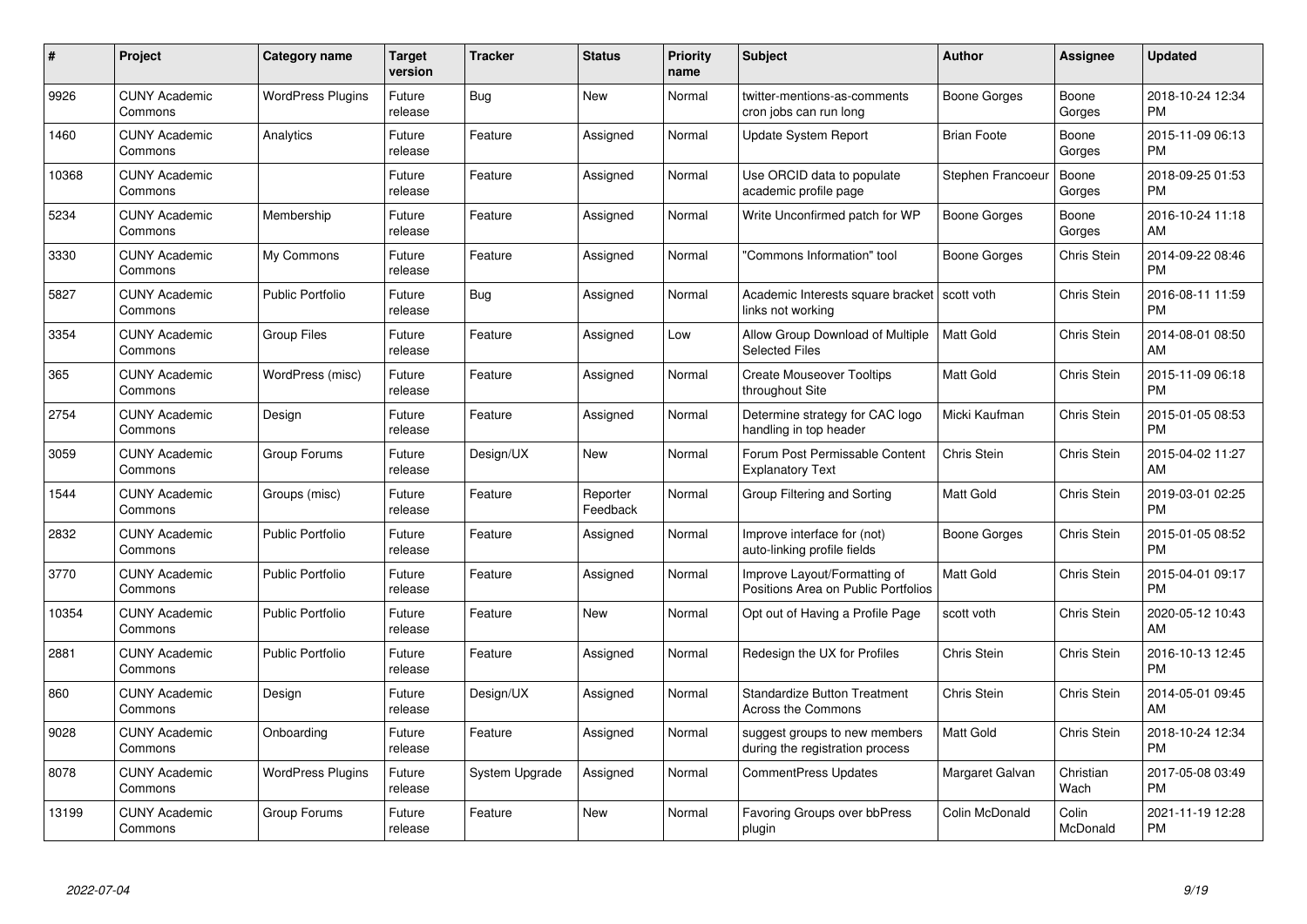| # | Project | Category name | Target version | Tracker | Status | Priority name | Subject | Author | Assignee | Updated |
|---|---|---|---|---|---|---|---|---|---|---|
| 9926 | CUNY Academic Commons | WordPress Plugins | Future release | Bug | New | Normal | twitter-mentions-as-comments cron jobs can run long | Boone Gorges | Boone Gorges | 2018-10-24 12:34 PM |
| 1460 | CUNY Academic Commons | Analytics | Future release | Feature | Assigned | Normal | Update System Report | Brian Foote | Boone Gorges | 2015-11-09 06:13 PM |
| 10368 | CUNY Academic Commons | | Future release | Feature | Assigned | Normal | Use ORCID data to populate academic profile page | Stephen Francoeur | Boone Gorges | 2018-09-25 01:53 PM |
| 5234 | CUNY Academic Commons | Membership | Future release | Feature | Assigned | Normal | Write Unconfirmed patch for WP | Boone Gorges | Boone Gorges | 2016-10-24 11:18 AM |
| 3330 | CUNY Academic Commons | My Commons | Future release | Feature | Assigned | Normal | "Commons Information" tool | Boone Gorges | Chris Stein | 2014-09-22 08:46 PM |
| 5827 | CUNY Academic Commons | Public Portfolio | Future release | Bug | Assigned | Normal | Academic Interests square bracket links not working | scott voth | Chris Stein | 2016-08-11 11:59 PM |
| 3354 | CUNY Academic Commons | Group Files | Future release | Feature | Assigned | Low | Allow Group Download of Multiple Selected Files | Matt Gold | Chris Stein | 2014-08-01 08:50 AM |
| 365 | CUNY Academic Commons | WordPress (misc) | Future release | Feature | Assigned | Normal | Create Mouseover Tooltips throughout Site | Matt Gold | Chris Stein | 2015-11-09 06:18 PM |
| 2754 | CUNY Academic Commons | Design | Future release | Feature | Assigned | Normal | Determine strategy for CAC logo handling in top header | Micki Kaufman | Chris Stein | 2015-01-05 08:53 PM |
| 3059 | CUNY Academic Commons | Group Forums | Future release | Design/UX | New | Normal | Forum Post Permissable Content Explanatory Text | Chris Stein | Chris Stein | 2015-04-02 11:27 AM |
| 1544 | CUNY Academic Commons | Groups (misc) | Future release | Feature | Reporter Feedback | Normal | Group Filtering and Sorting | Matt Gold | Chris Stein | 2019-03-01 02:25 PM |
| 2832 | CUNY Academic Commons | Public Portfolio | Future release | Feature | Assigned | Normal | Improve interface for (not) auto-linking profile fields | Boone Gorges | Chris Stein | 2015-01-05 08:52 PM |
| 3770 | CUNY Academic Commons | Public Portfolio | Future release | Feature | Assigned | Normal | Improve Layout/Formatting of Positions Area on Public Portfolios | Matt Gold | Chris Stein | 2015-04-01 09:17 PM |
| 10354 | CUNY Academic Commons | Public Portfolio | Future release | Feature | New | Normal | Opt out of Having a Profile Page | scott voth | Chris Stein | 2020-05-12 10:43 AM |
| 2881 | CUNY Academic Commons | Public Portfolio | Future release | Feature | Assigned | Normal | Redesign the UX for Profiles | Chris Stein | Chris Stein | 2016-10-13 12:45 PM |
| 860 | CUNY Academic Commons | Design | Future release | Design/UX | Assigned | Normal | Standardize Button Treatment Across the Commons | Chris Stein | Chris Stein | 2014-05-01 09:45 AM |
| 9028 | CUNY Academic Commons | Onboarding | Future release | Feature | Assigned | Normal | suggest groups to new members during the registration process | Matt Gold | Chris Stein | 2018-10-24 12:34 PM |
| 8078 | CUNY Academic Commons | WordPress Plugins | Future release | System Upgrade | Assigned | Normal | CommentPress Updates | Margaret Galvan | Christian Wach | 2017-05-08 03:49 PM |
| 13199 | CUNY Academic Commons | Group Forums | Future release | Feature | New | Normal | Favoring Groups over bbPress plugin | Colin McDonald | Colin McDonald | 2021-11-19 12:28 PM |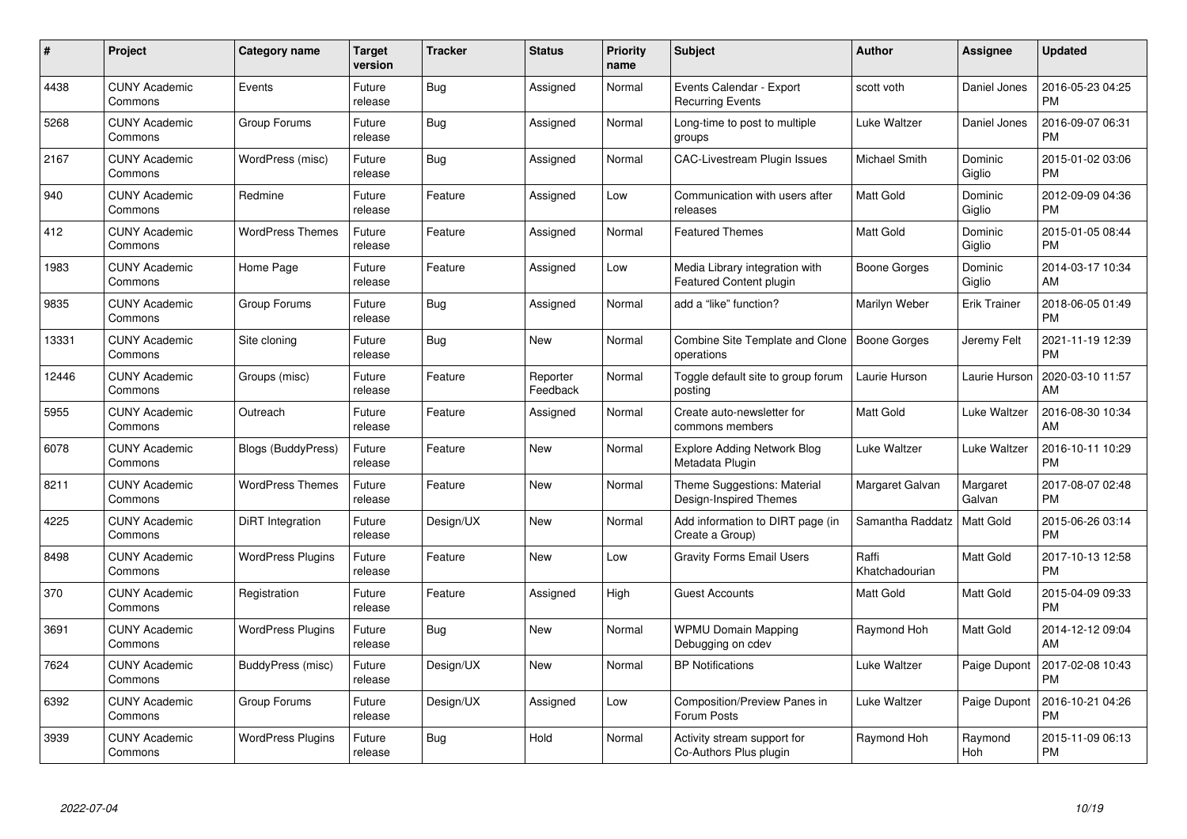| # | Project | Category name | Target version | Tracker | Status | Priority name | Subject | Author | Assignee | Updated |
|---|---|---|---|---|---|---|---|---|---|---|
| 4438 | CUNY Academic Commons | Events | Future release | Bug | Assigned | Normal | Events Calendar - Export Recurring Events | scott voth | Daniel Jones | 2016-05-23 04:25 PM |
| 5268 | CUNY Academic Commons | Group Forums | Future release | Bug | Assigned | Normal | Long-time to post to multiple groups | Luke Waltzer | Daniel Jones | 2016-09-07 06:31 PM |
| 2167 | CUNY Academic Commons | WordPress (misc) | Future release | Bug | Assigned | Normal | CAC-Livestream Plugin Issues | Michael Smith | Dominic Giglio | 2015-01-02 03:06 PM |
| 940 | CUNY Academic Commons | Redmine | Future release | Feature | Assigned | Low | Communication with users after releases | Matt Gold | Dominic Giglio | 2012-09-09 04:36 PM |
| 412 | CUNY Academic Commons | WordPress Themes | Future release | Feature | Assigned | Normal | Featured Themes | Matt Gold | Dominic Giglio | 2015-01-05 08:44 PM |
| 1983 | CUNY Academic Commons | Home Page | Future release | Feature | Assigned | Low | Media Library integration with Featured Content plugin | Boone Gorges | Dominic Giglio | 2014-03-17 10:34 AM |
| 9835 | CUNY Academic Commons | Group Forums | Future release | Bug | Assigned | Normal | add a “like” function? | Marilyn Weber | Erik Trainer | 2018-06-05 01:49 PM |
| 13331 | CUNY Academic Commons | Site cloning | Future release | Bug | New | Normal | Combine Site Template and Clone operations | Boone Gorges | Jeremy Felt | 2021-11-19 12:39 PM |
| 12446 | CUNY Academic Commons | Groups (misc) | Future release | Feature | Reporter Feedback | Normal | Toggle default site to group forum posting | Laurie Hurson | Laurie Hurson | 2020-03-10 11:57 AM |
| 5955 | CUNY Academic Commons | Outreach | Future release | Feature | Assigned | Normal | Create auto-newsletter for commons members | Matt Gold | Luke Waltzer | 2016-08-30 10:34 AM |
| 6078 | CUNY Academic Commons | Blogs (BuddyPress) | Future release | Feature | New | Normal | Explore Adding Network Blog Metadata Plugin | Luke Waltzer | Luke Waltzer | 2016-10-11 10:29 PM |
| 8211 | CUNY Academic Commons | WordPress Themes | Future release | Feature | New | Normal | Theme Suggestions: Material Design-Inspired Themes | Margaret Galvan | Margaret Galvan | 2017-08-07 02:48 PM |
| 4225 | CUNY Academic Commons | DiRT Integration | Future release | Design/UX | New | Normal | Add information to DIRT page (in Create a Group) | Samantha Raddatz | Matt Gold | 2015-06-26 03:14 PM |
| 8498 | CUNY Academic Commons | WordPress Plugins | Future release | Feature | New | Low | Gravity Forms Email Users | Raffi Khatchadourian | Matt Gold | 2017-10-13 12:58 PM |
| 370 | CUNY Academic Commons | Registration | Future release | Feature | Assigned | High | Guest Accounts | Matt Gold | Matt Gold | 2015-04-09 09:33 PM |
| 3691 | CUNY Academic Commons | WordPress Plugins | Future release | Bug | New | Normal | WPMU Domain Mapping Debugging on cdev | Raymond Hoh | Matt Gold | 2014-12-12 09:04 AM |
| 7624 | CUNY Academic Commons | BuddyPress (misc) | Future release | Design/UX | New | Normal | BP Notifications | Luke Waltzer | Paige Dupont | 2017-02-08 10:43 PM |
| 6392 | CUNY Academic Commons | Group Forums | Future release | Design/UX | Assigned | Low | Composition/Preview Panes in Forum Posts | Luke Waltzer | Paige Dupont | 2016-10-21 04:26 PM |
| 3939 | CUNY Academic Commons | WordPress Plugins | Future release | Bug | Hold | Normal | Activity stream support for Co-Authors Plus plugin | Raymond Hoh | Raymond Hoh | 2015-11-09 06:13 PM |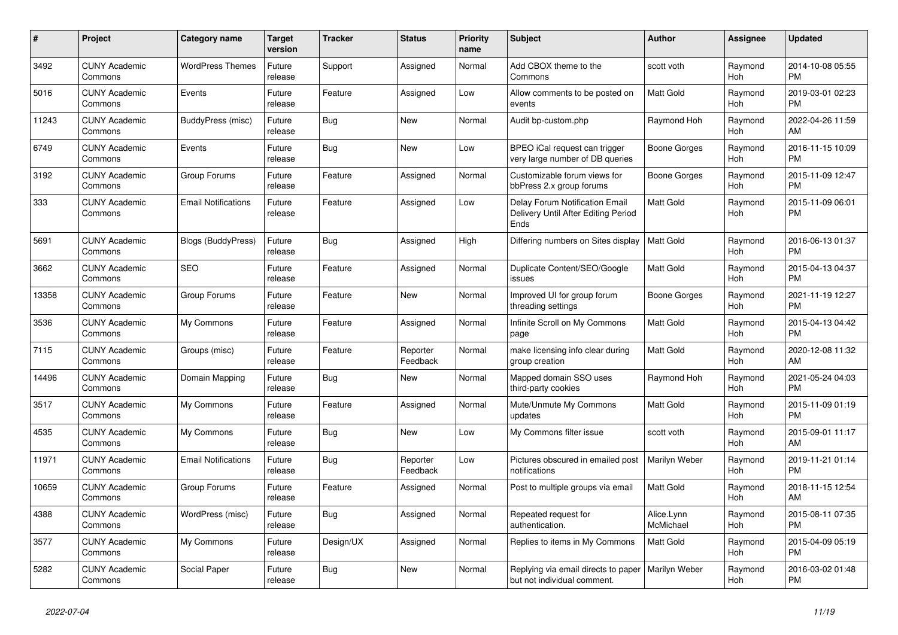| # | Project | Category name | Target version | Tracker | Status | Priority name | Subject | Author | Assignee | Updated |
|---|---|---|---|---|---|---|---|---|---|---|
| 3492 | CUNY Academic Commons | WordPress Themes | Future release | Support | Assigned | Normal | Add CBOX theme to the Commons | scott voth | Raymond Hoh | 2014-10-08 05:55 PM |
| 5016 | CUNY Academic Commons | Events | Future release | Feature | Assigned | Low | Allow comments to be posted on events | Matt Gold | Raymond Hoh | 2019-03-01 02:23 PM |
| 11243 | CUNY Academic Commons | BuddyPress (misc) | Future release | Bug | New | Normal | Audit bp-custom.php | Raymond Hoh | Raymond Hoh | 2022-04-26 11:59 AM |
| 6749 | CUNY Academic Commons | Events | Future release | Bug | New | Low | BPEO iCal request can trigger very large number of DB queries | Boone Gorges | Raymond Hoh | 2016-11-15 10:09 PM |
| 3192 | CUNY Academic Commons | Group Forums | Future release | Feature | Assigned | Normal | Customizable forum views for bbPress 2.x group forums | Boone Gorges | Raymond Hoh | 2015-11-09 12:47 PM |
| 333 | CUNY Academic Commons | Email Notifications | Future release | Feature | Assigned | Low | Delay Forum Notification Email Delivery Until After Editing Period Ends | Matt Gold | Raymond Hoh | 2015-11-09 06:01 PM |
| 5691 | CUNY Academic Commons | Blogs (BuddyPress) | Future release | Bug | Assigned | High | Differing numbers on Sites display | Matt Gold | Raymond Hoh | 2016-06-13 01:37 PM |
| 3662 | CUNY Academic Commons | SEO | Future release | Feature | Assigned | Normal | Duplicate Content/SEO/Google issues | Matt Gold | Raymond Hoh | 2015-04-13 04:37 PM |
| 13358 | CUNY Academic Commons | Group Forums | Future release | Feature | New | Normal | Improved UI for group forum threading settings | Boone Gorges | Raymond Hoh | 2021-11-19 12:27 PM |
| 3536 | CUNY Academic Commons | My Commons | Future release | Feature | Assigned | Normal | Infinite Scroll on My Commons page | Matt Gold | Raymond Hoh | 2015-04-13 04:42 PM |
| 7115 | CUNY Academic Commons | Groups (misc) | Future release | Feature | Reporter Feedback | Normal | make licensing info clear during group creation | Matt Gold | Raymond Hoh | 2020-12-08 11:32 AM |
| 14496 | CUNY Academic Commons | Domain Mapping | Future release | Bug | New | Normal | Mapped domain SSO uses third-party cookies | Raymond Hoh | Raymond Hoh | 2021-05-24 04:03 PM |
| 3517 | CUNY Academic Commons | My Commons | Future release | Feature | Assigned | Normal | Mute/Unmute My Commons updates | Matt Gold | Raymond Hoh | 2015-11-09 01:19 PM |
| 4535 | CUNY Academic Commons | My Commons | Future release | Bug | New | Low | My Commons filter issue | scott voth | Raymond Hoh | 2015-09-01 11:17 AM |
| 11971 | CUNY Academic Commons | Email Notifications | Future release | Bug | Reporter Feedback | Low | Pictures obscured in emailed post notifications | Marilyn Weber | Raymond Hoh | 2019-11-21 01:14 PM |
| 10659 | CUNY Academic Commons | Group Forums | Future release | Feature | Assigned | Normal | Post to multiple groups via email | Matt Gold | Raymond Hoh | 2018-11-15 12:54 AM |
| 4388 | CUNY Academic Commons | WordPress (misc) | Future release | Bug | Assigned | Normal | Repeated request for authentication. | Alice.Lynn McMichael | Raymond Hoh | 2015-08-11 07:35 PM |
| 3577 | CUNY Academic Commons | My Commons | Future release | Design/UX | Assigned | Normal | Replies to items in My Commons | Matt Gold | Raymond Hoh | 2015-04-09 05:19 PM |
| 5282 | CUNY Academic Commons | Social Paper | Future release | Bug | New | Normal | Replying via email directs to paper but not individual comment. | Marilyn Weber | Raymond Hoh | 2016-03-02 01:48 PM |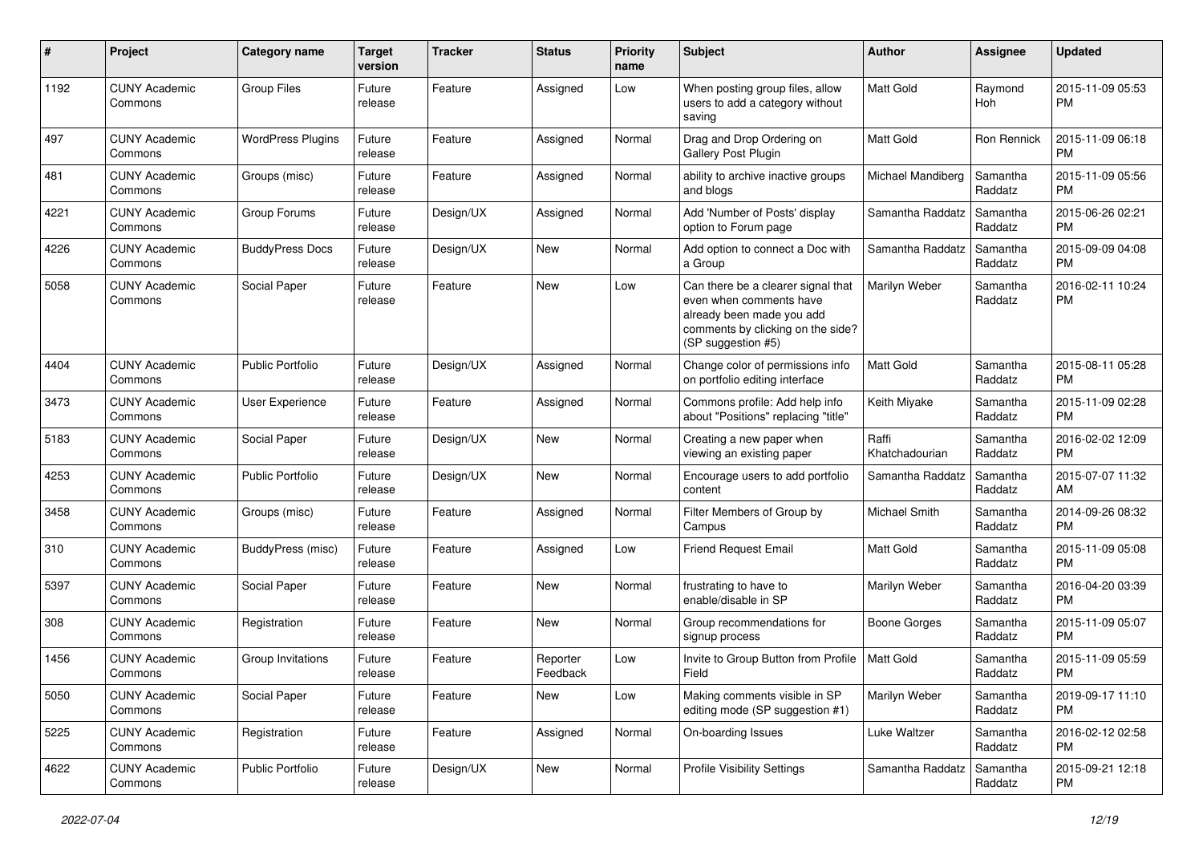| # | Project | Category name | Target version | Tracker | Status | Priority name | Subject | Author | Assignee | Updated |
|---|---|---|---|---|---|---|---|---|---|---|
| 1192 | CUNY Academic Commons | Group Files | Future release | Feature | Assigned | Low | When posting group files, allow users to add a category without saving | Matt Gold | Raymond Hoh | 2015-11-09 05:53 PM |
| 497 | CUNY Academic Commons | WordPress Plugins | Future release | Feature | Assigned | Normal | Drag and Drop Ordering on Gallery Post Plugin | Matt Gold | Ron Rennick | 2015-11-09 06:18 PM |
| 481 | CUNY Academic Commons | Groups (misc) | Future release | Feature | Assigned | Normal | ability to archive inactive groups and blogs | Michael Mandiberg | Samantha Raddatz | 2015-11-09 05:56 PM |
| 4221 | CUNY Academic Commons | Group Forums | Future release | Design/UX | Assigned | Normal | Add 'Number of Posts' display option to Forum page | Samantha Raddatz | Samantha Raddatz | 2015-06-26 02:21 PM |
| 4226 | CUNY Academic Commons | BuddyPress Docs | Future release | Design/UX | New | Normal | Add option to connect a Doc with a Group | Samantha Raddatz | Samantha Raddatz | 2015-09-09 04:08 PM |
| 5058 | CUNY Academic Commons | Social Paper | Future release | Feature | New | Low | Can there be a clearer signal that even when comments have already been made you add comments by clicking on the side? (SP suggestion #5) | Marilyn Weber | Samantha Raddatz | 2016-02-11 10:24 PM |
| 4404 | CUNY Academic Commons | Public Portfolio | Future release | Design/UX | Assigned | Normal | Change color of permissions info on portfolio editing interface | Matt Gold | Samantha Raddatz | 2015-08-11 05:28 PM |
| 3473 | CUNY Academic Commons | User Experience | Future release | Feature | Assigned | Normal | Commons profile: Add help info about "Positions" replacing "title" | Keith Miyake | Samantha Raddatz | 2015-11-09 02:28 PM |
| 5183 | CUNY Academic Commons | Social Paper | Future release | Design/UX | New | Normal | Creating a new paper when viewing an existing paper | Raffi Khatchadourian | Samantha Raddatz | 2016-02-02 12:09 PM |
| 4253 | CUNY Academic Commons | Public Portfolio | Future release | Design/UX | New | Normal | Encourage users to add portfolio content | Samantha Raddatz | Samantha Raddatz | 2015-07-07 11:32 AM |
| 3458 | CUNY Academic Commons | Groups (misc) | Future release | Feature | Assigned | Normal | Filter Members of Group by Campus | Michael Smith | Samantha Raddatz | 2014-09-26 08:32 PM |
| 310 | CUNY Academic Commons | BuddyPress (misc) | Future release | Feature | Assigned | Low | Friend Request Email | Matt Gold | Samantha Raddatz | 2015-11-09 05:08 PM |
| 5397 | CUNY Academic Commons | Social Paper | Future release | Feature | New | Normal | frustrating to have to enable/disable in SP | Marilyn Weber | Samantha Raddatz | 2016-04-20 03:39 PM |
| 308 | CUNY Academic Commons | Registration | Future release | Feature | New | Normal | Group recommendations for signup process | Boone Gorges | Samantha Raddatz | 2015-11-09 05:07 PM |
| 1456 | CUNY Academic Commons | Group Invitations | Future release | Feature | Reporter Feedback | Low | Invite to Group Button from Profile Field | Matt Gold | Samantha Raddatz | 2015-11-09 05:59 PM |
| 5050 | CUNY Academic Commons | Social Paper | Future release | Feature | New | Low | Making comments visible in SP editing mode (SP suggestion #1) | Marilyn Weber | Samantha Raddatz | 2019-09-17 11:10 PM |
| 5225 | CUNY Academic Commons | Registration | Future release | Feature | Assigned | Normal | On-boarding Issues | Luke Waltzer | Samantha Raddatz | 2016-02-12 02:58 PM |
| 4622 | CUNY Academic Commons | Public Portfolio | Future release | Design/UX | New | Normal | Profile Visibility Settings | Samantha Raddatz | Samantha Raddatz | 2015-09-21 12:18 PM |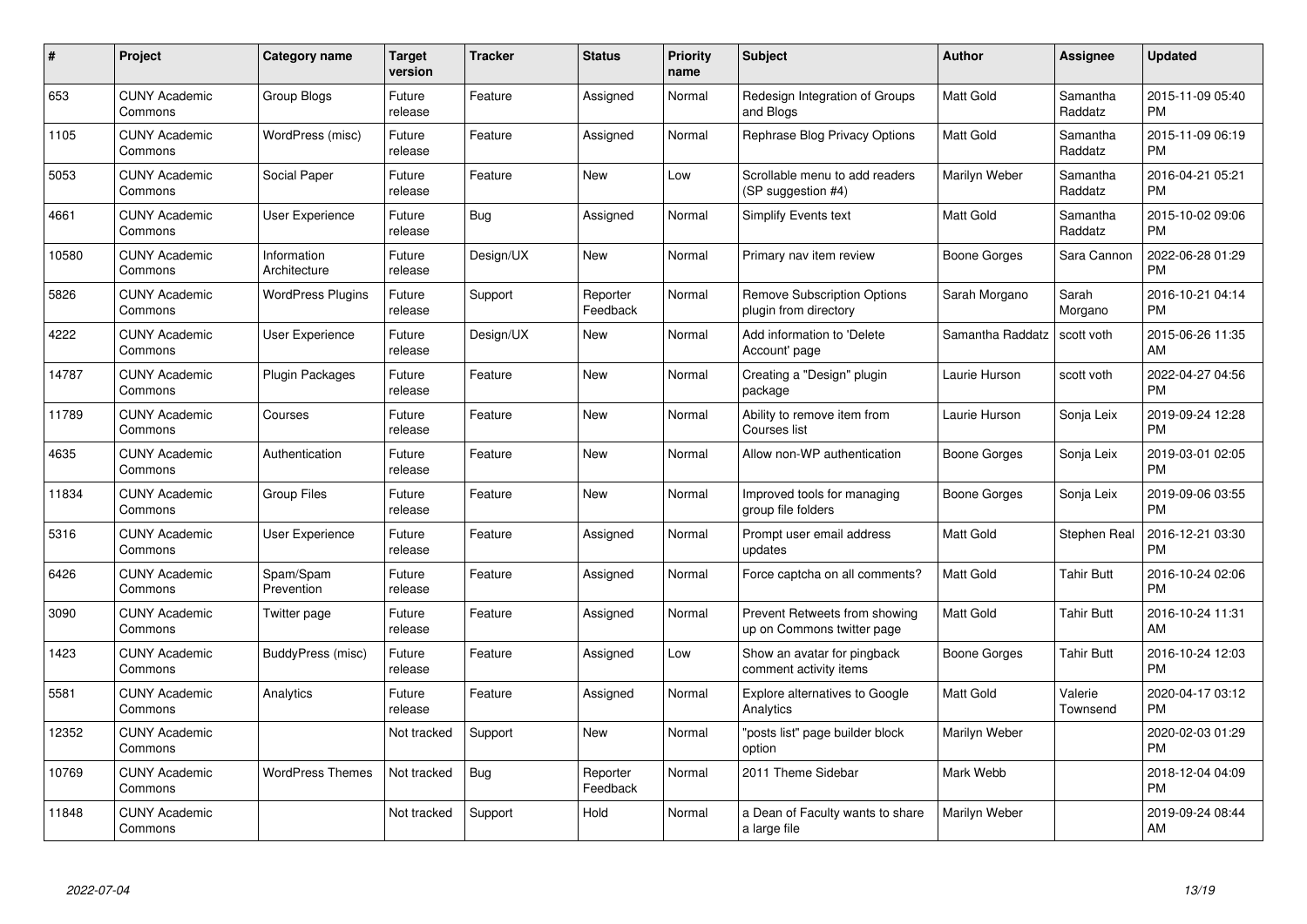| # | Project | Category name | Target version | Tracker | Status | Priority name | Subject | Author | Assignee | Updated |
|---|---|---|---|---|---|---|---|---|---|---|
| 653 | CUNY Academic Commons | Group Blogs | Future release | Feature | Assigned | Normal | Redesign Integration of Groups and Blogs | Matt Gold | Samantha Raddatz | 2015-11-09 05:40 PM |
| 1105 | CUNY Academic Commons | WordPress (misc) | Future release | Feature | Assigned | Normal | Rephrase Blog Privacy Options | Matt Gold | Samantha Raddatz | 2015-11-09 06:19 PM |
| 5053 | CUNY Academic Commons | Social Paper | Future release | Feature | New | Low | Scrollable menu to add readers (SP suggestion #4) | Marilyn Weber | Samantha Raddatz | 2016-04-21 05:21 PM |
| 4661 | CUNY Academic Commons | User Experience | Future release | Bug | Assigned | Normal | Simplify Events text | Matt Gold | Samantha Raddatz | 2015-10-02 09:06 PM |
| 10580 | CUNY Academic Commons | Information Architecture | Future release | Design/UX | New | Normal | Primary nav item review | Boone Gorges | Sara Cannon | 2022-06-28 01:29 PM |
| 5826 | CUNY Academic Commons | WordPress Plugins | Future release | Support | Reporter Feedback | Normal | Remove Subscription Options plugin from directory | Sarah Morgano | Sarah Morgano | 2016-10-21 04:14 PM |
| 4222 | CUNY Academic Commons | User Experience | Future release | Design/UX | New | Normal | Add information to 'Delete Account' page | Samantha Raddatz | scott voth | 2015-06-26 11:35 AM |
| 14787 | CUNY Academic Commons | Plugin Packages | Future release | Feature | New | Normal | Creating a "Design" plugin package | Laurie Hurson | scott voth | 2022-04-27 04:56 PM |
| 11789 | CUNY Academic Commons | Courses | Future release | Feature | New | Normal | Ability to remove item from Courses list | Laurie Hurson | Sonja Leix | 2019-09-24 12:28 PM |
| 4635 | CUNY Academic Commons | Authentication | Future release | Feature | New | Normal | Allow non-WP authentication | Boone Gorges | Sonja Leix | 2019-03-01 02:05 PM |
| 11834 | CUNY Academic Commons | Group Files | Future release | Feature | New | Normal | Improved tools for managing group file folders | Boone Gorges | Sonja Leix | 2019-09-06 03:55 PM |
| 5316 | CUNY Academic Commons | User Experience | Future release | Feature | Assigned | Normal | Prompt user email address updates | Matt Gold | Stephen Real | 2016-12-21 03:30 PM |
| 6426 | CUNY Academic Commons | Spam/Spam Prevention | Future release | Feature | Assigned | Normal | Force captcha on all comments? | Matt Gold | Tahir Butt | 2016-10-24 02:06 PM |
| 3090 | CUNY Academic Commons | Twitter page | Future release | Feature | Assigned | Normal | Prevent Retweets from showing up on Commons twitter page | Matt Gold | Tahir Butt | 2016-10-24 11:31 AM |
| 1423 | CUNY Academic Commons | BuddyPress (misc) | Future release | Feature | Assigned | Low | Show an avatar for pingback comment activity items | Boone Gorges | Tahir Butt | 2016-10-24 12:03 PM |
| 5581 | CUNY Academic Commons | Analytics | Future release | Feature | Assigned | Normal | Explore alternatives to Google Analytics | Matt Gold | Valerie Townsend | 2020-04-17 03:12 PM |
| 12352 | CUNY Academic Commons | | Not tracked | Support | New | Normal | "posts list" page builder block option | Marilyn Weber | | 2020-02-03 01:29 PM |
| 10769 | CUNY Academic Commons | WordPress Themes | Not tracked | Bug | Reporter Feedback | Normal | 2011 Theme Sidebar | Mark Webb | | 2018-12-04 04:09 PM |
| 11848 | CUNY Academic Commons | | Not tracked | Support | Hold | Normal | a Dean of Faculty wants to share a large file | Marilyn Weber | | 2019-09-24 08:44 AM |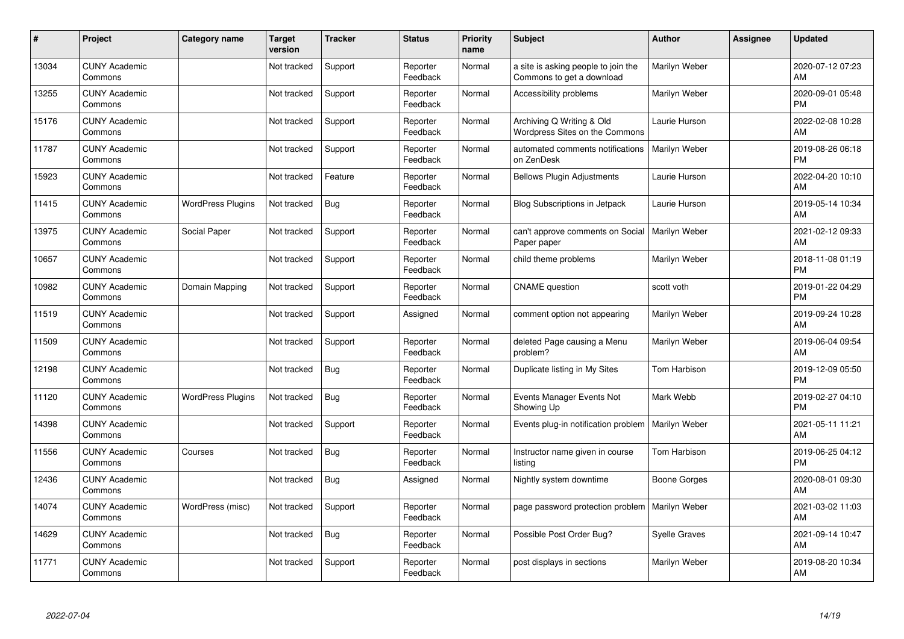| # | Project | Category name | Target version | Tracker | Status | Priority name | Subject | Author | Assignee | Updated |
|---|---|---|---|---|---|---|---|---|---|---|
| 13034 | CUNY Academic Commons | | Not tracked | Support | Reporter Feedback | Normal | a site is asking people to join the Commons to get a download | Marilyn Weber | | 2020-07-12 07:23 AM |
| 13255 | CUNY Academic Commons | | Not tracked | Support | Reporter Feedback | Normal | Accessibility problems | Marilyn Weber | | 2020-09-01 05:48 PM |
| 15176 | CUNY Academic Commons | | Not tracked | Support | Reporter Feedback | Normal | Archiving Q Writing & Old Wordpress Sites on the Commons | Laurie Hurson | | 2022-02-08 10:28 AM |
| 11787 | CUNY Academic Commons | | Not tracked | Support | Reporter Feedback | Normal | automated comments notifications on ZenDesk | Marilyn Weber | | 2019-08-26 06:18 PM |
| 15923 | CUNY Academic Commons | | Not tracked | Feature | Reporter Feedback | Normal | Bellows Plugin Adjustments | Laurie Hurson | | 2022-04-20 10:10 AM |
| 11415 | CUNY Academic Commons | WordPress Plugins | Not tracked | Bug | Reporter Feedback | Normal | Blog Subscriptions in Jetpack | Laurie Hurson | | 2019-05-14 10:34 AM |
| 13975 | CUNY Academic Commons | Social Paper | Not tracked | Support | Reporter Feedback | Normal | can't approve comments on Social Paper paper | Marilyn Weber | | 2021-02-12 09:33 AM |
| 10657 | CUNY Academic Commons | | Not tracked | Support | Reporter Feedback | Normal | child theme problems | Marilyn Weber | | 2018-11-08 01:19 PM |
| 10982 | CUNY Academic Commons | Domain Mapping | Not tracked | Support | Reporter Feedback | Normal | CNAME question | scott voth | | 2019-01-22 04:29 PM |
| 11519 | CUNY Academic Commons | | Not tracked | Support | Assigned | Normal | comment option not appearing | Marilyn Weber | | 2019-09-24 10:28 AM |
| 11509 | CUNY Academic Commons | | Not tracked | Support | Reporter Feedback | Normal | deleted Page causing a Menu problem? | Marilyn Weber | | 2019-06-04 09:54 AM |
| 12198 | CUNY Academic Commons | | Not tracked | Bug | Reporter Feedback | Normal | Duplicate listing in My Sites | Tom Harbison | | 2019-12-09 05:50 PM |
| 11120 | CUNY Academic Commons | WordPress Plugins | Not tracked | Bug | Reporter Feedback | Normal | Events Manager Events Not Showing Up | Mark Webb | | 2019-02-27 04:10 PM |
| 14398 | CUNY Academic Commons | | Not tracked | Support | Reporter Feedback | Normal | Events plug-in notification problem | Marilyn Weber | | 2021-05-11 11:21 AM |
| 11556 | CUNY Academic Commons | Courses | Not tracked | Bug | Reporter Feedback | Normal | Instructor name given in course listing | Tom Harbison | | 2019-06-25 04:12 PM |
| 12436 | CUNY Academic Commons | | Not tracked | Bug | Assigned | Normal | Nightly system downtime | Boone Gorges | | 2020-08-01 09:30 AM |
| 14074 | CUNY Academic Commons | WordPress (misc) | Not tracked | Support | Reporter Feedback | Normal | page password protection problem | Marilyn Weber | | 2021-03-02 11:03 AM |
| 14629 | CUNY Academic Commons | | Not tracked | Bug | Reporter Feedback | Normal | Possible Post Order Bug? | Syelle Graves | | 2021-09-14 10:47 AM |
| 11771 | CUNY Academic Commons | | Not tracked | Support | Reporter Feedback | Normal | post displays in sections | Marilyn Weber | | 2019-08-20 10:34 AM |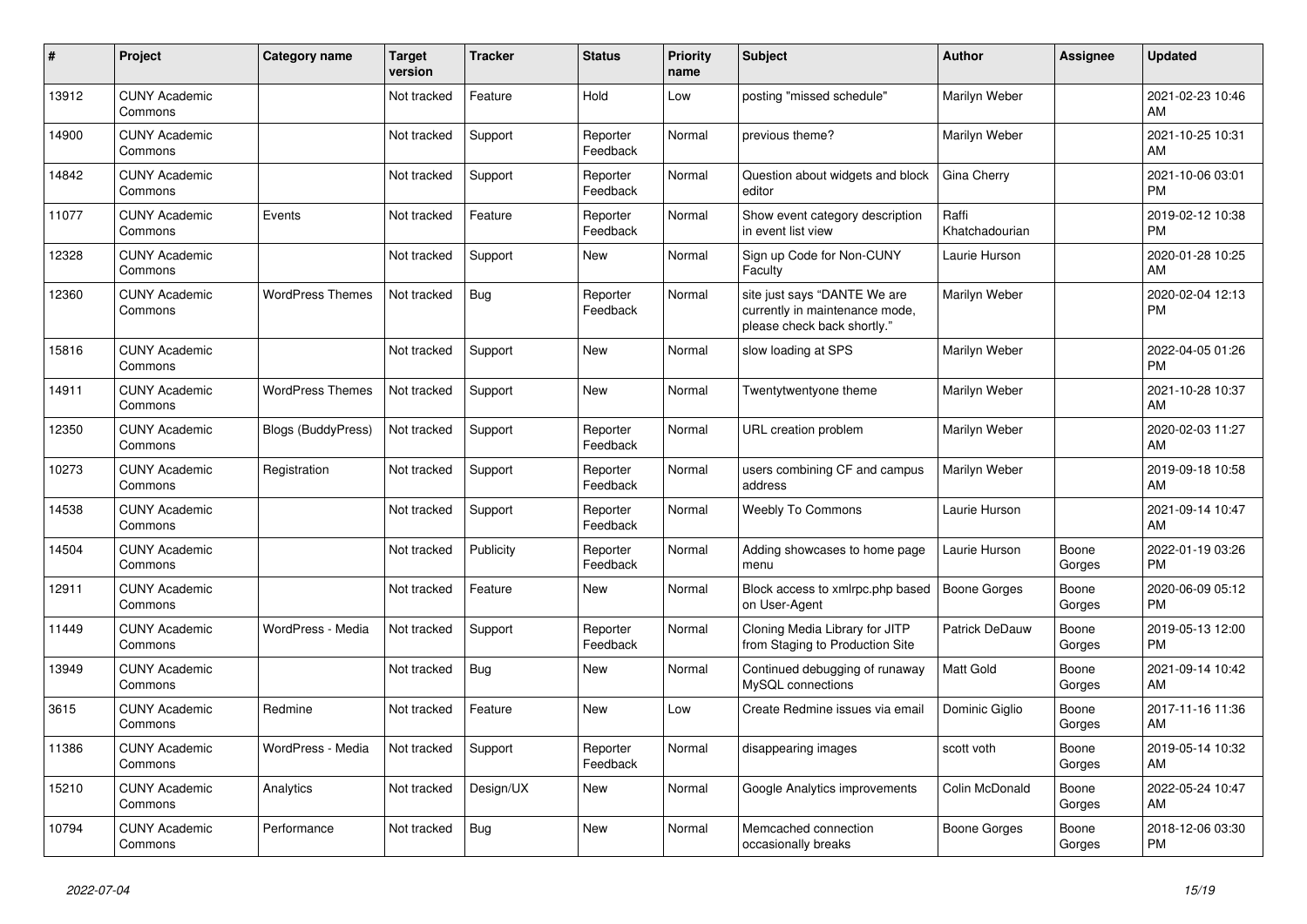| # | Project | Category name | Target version | Tracker | Status | Priority name | Subject | Author | Assignee | Updated |
|---|---|---|---|---|---|---|---|---|---|---|
| 13912 | CUNY Academic Commons | | Not tracked | Feature | Hold | Low | posting "missed schedule" | Marilyn Weber | | 2021-02-23 10:46 AM |
| 14900 | CUNY Academic Commons | | Not tracked | Support | Reporter Feedback | Normal | previous theme? | Marilyn Weber | | 2021-10-25 10:31 AM |
| 14842 | CUNY Academic Commons | | Not tracked | Support | Reporter Feedback | Normal | Question about widgets and block editor | Gina Cherry | | 2021-10-06 03:01 PM |
| 11077 | CUNY Academic Commons | Events | Not tracked | Feature | Reporter Feedback | Normal | Show event category description in event list view | Raffi Khatchadourian | | 2019-02-12 10:38 PM |
| 12328 | CUNY Academic Commons | | Not tracked | Support | New | Normal | Sign up Code for Non-CUNY Faculty | Laurie Hurson | | 2020-01-28 10:25 AM |
| 12360 | CUNY Academic Commons | WordPress Themes | Not tracked | Bug | Reporter Feedback | Normal | site just says "DANTE We are currently in maintenance mode, please check back shortly." | Marilyn Weber | | 2020-02-04 12:13 PM |
| 15816 | CUNY Academic Commons | | Not tracked | Support | New | Normal | slow loading at SPS | Marilyn Weber | | 2022-04-05 01:26 PM |
| 14911 | CUNY Academic Commons | WordPress Themes | Not tracked | Support | New | Normal | Twentytwentyone theme | Marilyn Weber | | 2021-10-28 10:37 AM |
| 12350 | CUNY Academic Commons | Blogs (BuddyPress) | Not tracked | Support | Reporter Feedback | Normal | URL creation problem | Marilyn Weber | | 2020-02-03 11:27 AM |
| 10273 | CUNY Academic Commons | Registration | Not tracked | Support | Reporter Feedback | Normal | users combining CF and campus address | Marilyn Weber | | 2019-09-18 10:58 AM |
| 14538 | CUNY Academic Commons | | Not tracked | Support | Reporter Feedback | Normal | Weebly To Commons | Laurie Hurson | | 2021-09-14 10:47 AM |
| 14504 | CUNY Academic Commons | | Not tracked | Publicity | Reporter Feedback | Normal | Adding showcases to home page menu | Laurie Hurson | Boone Gorges | 2022-01-19 03:26 PM |
| 12911 | CUNY Academic Commons | | Not tracked | Feature | New | Normal | Block access to xmlrpc.php based on User-Agent | Boone Gorges | Boone Gorges | 2020-06-09 05:12 PM |
| 11449 | CUNY Academic Commons | WordPress - Media | Not tracked | Support | Reporter Feedback | Normal | Cloning Media Library for JITP from Staging to Production Site | Patrick DeDauw | Boone Gorges | 2019-05-13 12:00 PM |
| 13949 | CUNY Academic Commons | | Not tracked | Bug | New | Normal | Continued debugging of runaway MySQL connections | Matt Gold | Boone Gorges | 2021-09-14 10:42 AM |
| 3615 | CUNY Academic Commons | Redmine | Not tracked | Feature | New | Low | Create Redmine issues via email | Dominic Giglio | Boone Gorges | 2017-11-16 11:36 AM |
| 11386 | CUNY Academic Commons | WordPress - Media | Not tracked | Support | Reporter Feedback | Normal | disappearing images | scott voth | Boone Gorges | 2019-05-14 10:32 AM |
| 15210 | CUNY Academic Commons | Analytics | Not tracked | Design/UX | New | Normal | Google Analytics improvements | Colin McDonald | Boone Gorges | 2022-05-24 10:47 AM |
| 10794 | CUNY Academic Commons | Performance | Not tracked | Bug | New | Normal | Memcached connection occasionally breaks | Boone Gorges | Boone Gorges | 2018-12-06 03:30 PM |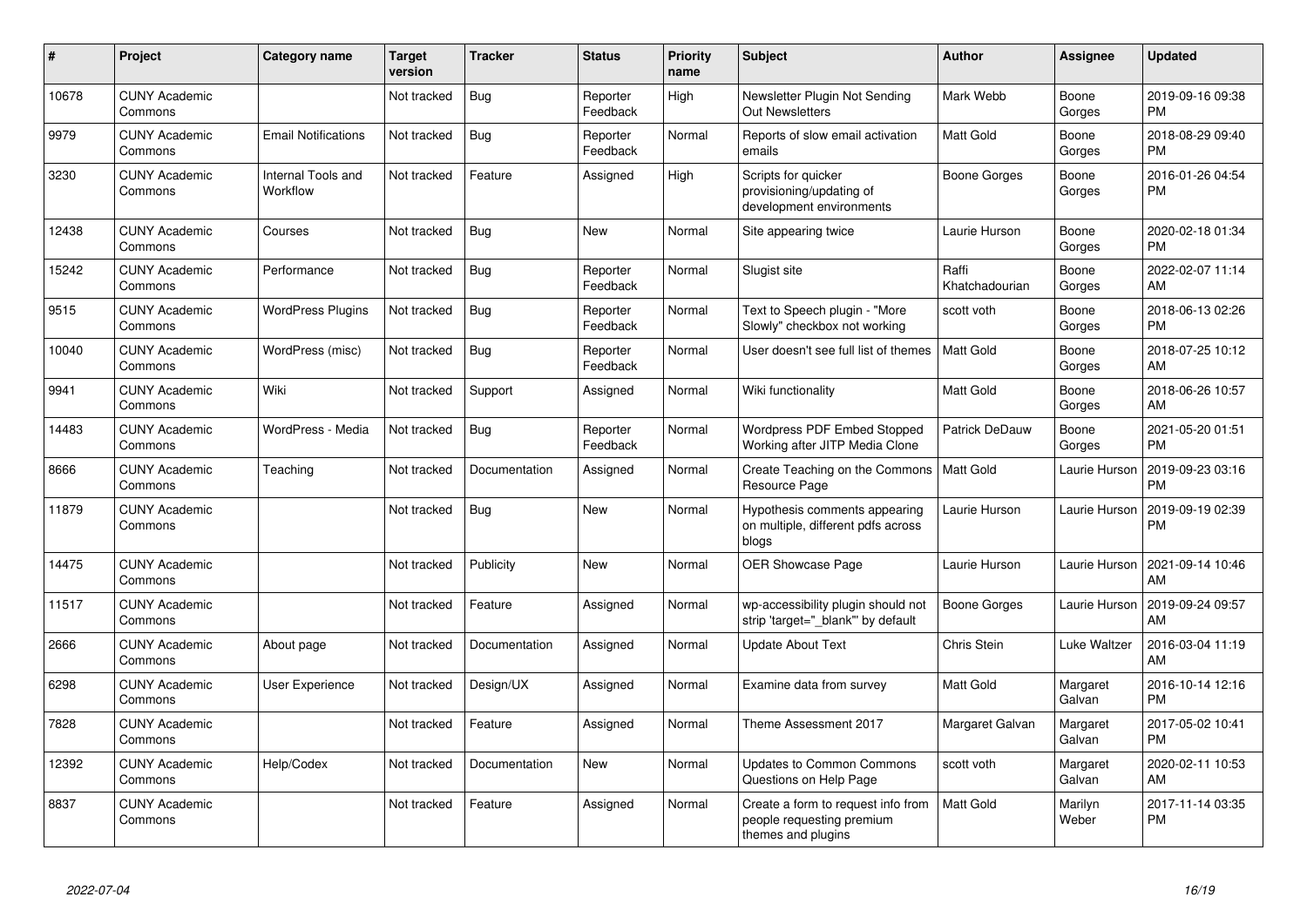| # | Project | Category name | Target version | Tracker | Status | Priority name | Subject | Author | Assignee | Updated |
|---|---|---|---|---|---|---|---|---|---|---|
| 10678 | CUNY Academic Commons | | Not tracked | Bug | Reporter Feedback | High | Newsletter Plugin Not Sending Out Newsletters | Mark Webb | Boone Gorges | 2019-09-16 09:38 PM |
| 9979 | CUNY Academic Commons | Email Notifications | Not tracked | Bug | Reporter Feedback | Normal | Reports of slow email activation emails | Matt Gold | Boone Gorges | 2018-08-29 09:40 PM |
| 3230 | CUNY Academic Commons | Internal Tools and Workflow | Not tracked | Feature | Assigned | High | Scripts for quicker provisioning/updating of development environments | Boone Gorges | Boone Gorges | 2016-01-26 04:54 PM |
| 12438 | CUNY Academic Commons | Courses | Not tracked | Bug | New | Normal | Site appearing twice | Laurie Hurson | Boone Gorges | 2020-02-18 01:34 PM |
| 15242 | CUNY Academic Commons | Performance | Not tracked | Bug | Reporter Feedback | Normal | Slugist site | Raffi Khatchadourian | Boone Gorges | 2022-02-07 11:14 AM |
| 9515 | CUNY Academic Commons | WordPress Plugins | Not tracked | Bug | Reporter Feedback | Normal | Text to Speech plugin - "More Slowly" checkbox not working | scott voth | Boone Gorges | 2018-06-13 02:26 PM |
| 10040 | CUNY Academic Commons | WordPress (misc) | Not tracked | Bug | Reporter Feedback | Normal | User doesn't see full list of themes | Matt Gold | Boone Gorges | 2018-07-25 10:12 AM |
| 9941 | CUNY Academic Commons | Wiki | Not tracked | Support | Assigned | Normal | Wiki functionality | Matt Gold | Boone Gorges | 2018-06-26 10:57 AM |
| 14483 | CUNY Academic Commons | WordPress - Media | Not tracked | Bug | Reporter Feedback | Normal | Wordpress PDF Embed Stopped Working after JITP Media Clone | Patrick DeDauw | Boone Gorges | 2021-05-20 01:51 PM |
| 8666 | CUNY Academic Commons | Teaching | Not tracked | Documentation | Assigned | Normal | Create Teaching on the Commons Resource Page | Matt Gold | Laurie Hurson | 2019-09-23 03:16 PM |
| 11879 | CUNY Academic Commons | | Not tracked | Bug | New | Normal | Hypothesis comments appearing on multiple, different pdfs across blogs | Laurie Hurson | Laurie Hurson | 2019-09-19 02:39 PM |
| 14475 | CUNY Academic Commons | | Not tracked | Publicity | New | Normal | OER Showcase Page | Laurie Hurson | Laurie Hurson | 2021-09-14 10:46 AM |
| 11517 | CUNY Academic Commons | | Not tracked | Feature | Assigned | Normal | wp-accessibility plugin should not strip 'target="_blank"' by default | Boone Gorges | Laurie Hurson | 2019-09-24 09:57 AM |
| 2666 | CUNY Academic Commons | About page | Not tracked | Documentation | Assigned | Normal | Update About Text | Chris Stein | Luke Waltzer | 2016-03-04 11:19 AM |
| 6298 | CUNY Academic Commons | User Experience | Not tracked | Design/UX | Assigned | Normal | Examine data from survey | Matt Gold | Margaret Galvan | 2016-10-14 12:16 PM |
| 7828 | CUNY Academic Commons | | Not tracked | Feature | Assigned | Normal | Theme Assessment 2017 | Margaret Galvan | Margaret Galvan | 2017-05-02 10:41 PM |
| 12392 | CUNY Academic Commons | Help/Codex | Not tracked | Documentation | New | Normal | Updates to Common Commons Questions on Help Page | scott voth | Margaret Galvan | 2020-02-11 10:53 AM |
| 8837 | CUNY Academic Commons | | Not tracked | Feature | Assigned | Normal | Create a form to request info from people requesting premium themes and plugins | Matt Gold | Marilyn Weber | 2017-11-14 03:35 PM |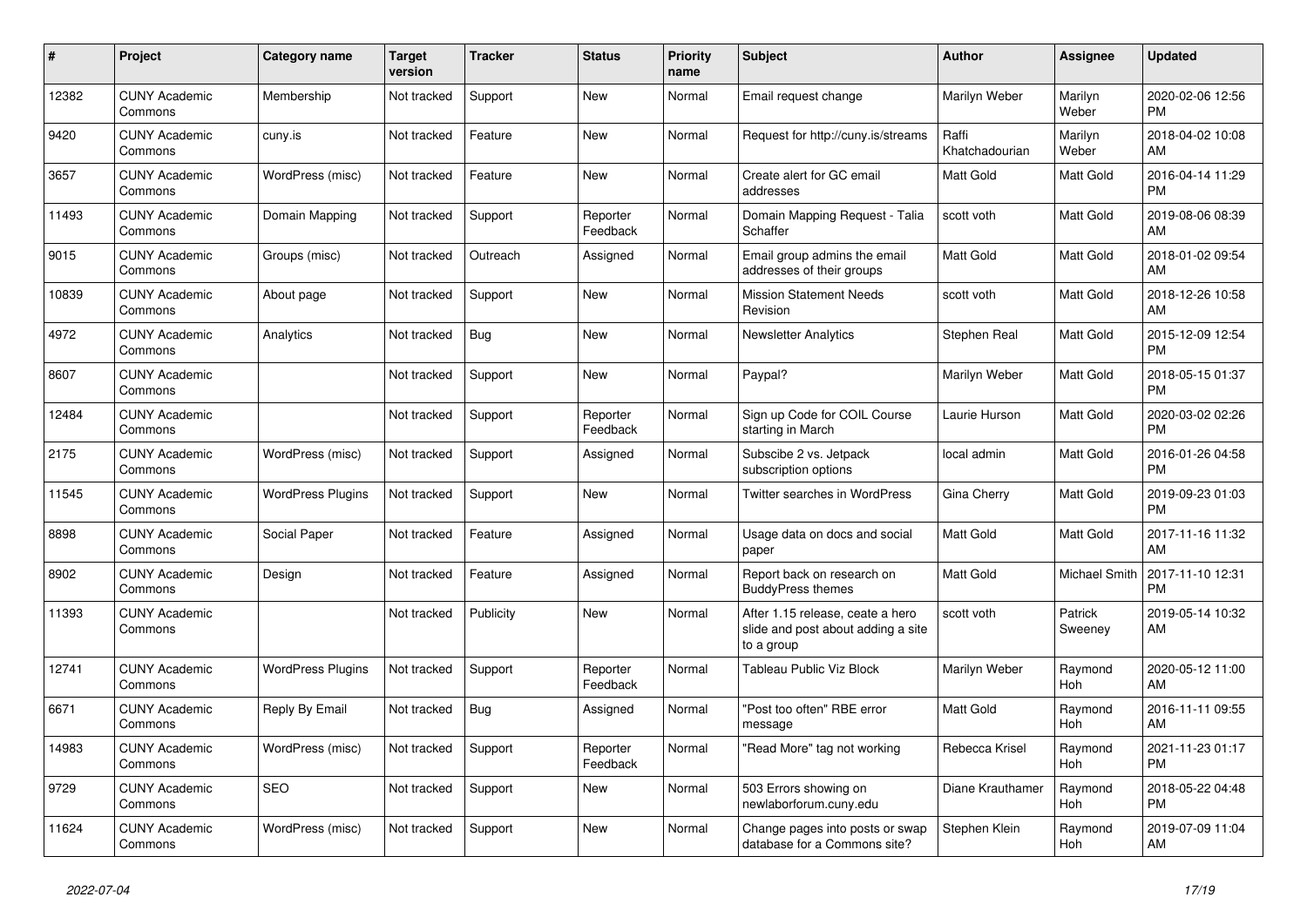| # | Project | Category name | Target version | Tracker | Status | Priority name | Subject | Author | Assignee | Updated |
|---|---|---|---|---|---|---|---|---|---|---|
| 12382 | CUNY Academic Commons | Membership | Not tracked | Support | New | Normal | Email request change | Marilyn Weber | Marilyn Weber | 2020-02-06 12:56 PM |
| 9420 | CUNY Academic Commons | cuny.is | Not tracked | Feature | New | Normal | Request for http://cuny.is/streams | Raffi Khatchadourian | Marilyn Weber | 2018-04-02 10:08 AM |
| 3657 | CUNY Academic Commons | WordPress (misc) | Not tracked | Feature | New | Normal | Create alert for GC email addresses | Matt Gold | Matt Gold | 2016-04-14 11:29 PM |
| 11493 | CUNY Academic Commons | Domain Mapping | Not tracked | Support | Reporter Feedback | Normal | Domain Mapping Request - Talia Schaffer | scott voth | Matt Gold | 2019-08-06 08:39 AM |
| 9015 | CUNY Academic Commons | Groups (misc) | Not tracked | Outreach | Assigned | Normal | Email group admins the email addresses of their groups | Matt Gold | Matt Gold | 2018-01-02 09:54 AM |
| 10839 | CUNY Academic Commons | About page | Not tracked | Support | New | Normal | Mission Statement Needs Revision | scott voth | Matt Gold | 2018-12-26 10:58 AM |
| 4972 | CUNY Academic Commons | Analytics | Not tracked | Bug | New | Normal | Newsletter Analytics | Stephen Real | Matt Gold | 2015-12-09 12:54 PM |
| 8607 | CUNY Academic Commons | | Not tracked | Support | New | Normal | Paypal? | Marilyn Weber | Matt Gold | 2018-05-15 01:37 PM |
| 12484 | CUNY Academic Commons | | Not tracked | Support | Reporter Feedback | Normal | Sign up Code for COIL Course starting in March | Laurie Hurson | Matt Gold | 2020-03-02 02:26 PM |
| 2175 | CUNY Academic Commons | WordPress (misc) | Not tracked | Support | Assigned | Normal | Subscibe 2 vs. Jetpack subscription options | local admin | Matt Gold | 2016-01-26 04:58 PM |
| 11545 | CUNY Academic Commons | WordPress Plugins | Not tracked | Support | New | Normal | Twitter searches in WordPress | Gina Cherry | Matt Gold | 2019-09-23 01:03 PM |
| 8898 | CUNY Academic Commons | Social Paper | Not tracked | Feature | Assigned | Normal | Usage data on docs and social paper | Matt Gold | Matt Gold | 2017-11-16 11:32 AM |
| 8902 | CUNY Academic Commons | Design | Not tracked | Feature | Assigned | Normal | Report back on research on BuddyPress themes | Matt Gold | Michael Smith | 2017-11-10 12:31 PM |
| 11393 | CUNY Academic Commons | | Not tracked | Publicity | New | Normal | After 1.15 release, ceate a hero slide and post about adding a site to a group | scott voth | Patrick Sweeney | 2019-05-14 10:32 AM |
| 12741 | CUNY Academic Commons | WordPress Plugins | Not tracked | Support | Reporter Feedback | Normal | Tableau Public Viz Block | Marilyn Weber | Raymond Hoh | 2020-05-12 11:00 AM |
| 6671 | CUNY Academic Commons | Reply By Email | Not tracked | Bug | Assigned | Normal | "Post too often" RBE error message | Matt Gold | Raymond Hoh | 2016-11-11 09:55 AM |
| 14983 | CUNY Academic Commons | WordPress (misc) | Not tracked | Support | Reporter Feedback | Normal | "Read More" tag not working | Rebecca Krisel | Raymond Hoh | 2021-11-23 01:17 PM |
| 9729 | CUNY Academic Commons | SEO | Not tracked | Support | New | Normal | 503 Errors showing on newlaborforum.cuny.edu | Diane Krauthamer | Raymond Hoh | 2018-05-22 04:48 PM |
| 11624 | CUNY Academic Commons | WordPress (misc) | Not tracked | Support | New | Normal | Change pages into posts or swap database for a Commons site? | Stephen Klein | Raymond Hoh | 2019-07-09 11:04 AM |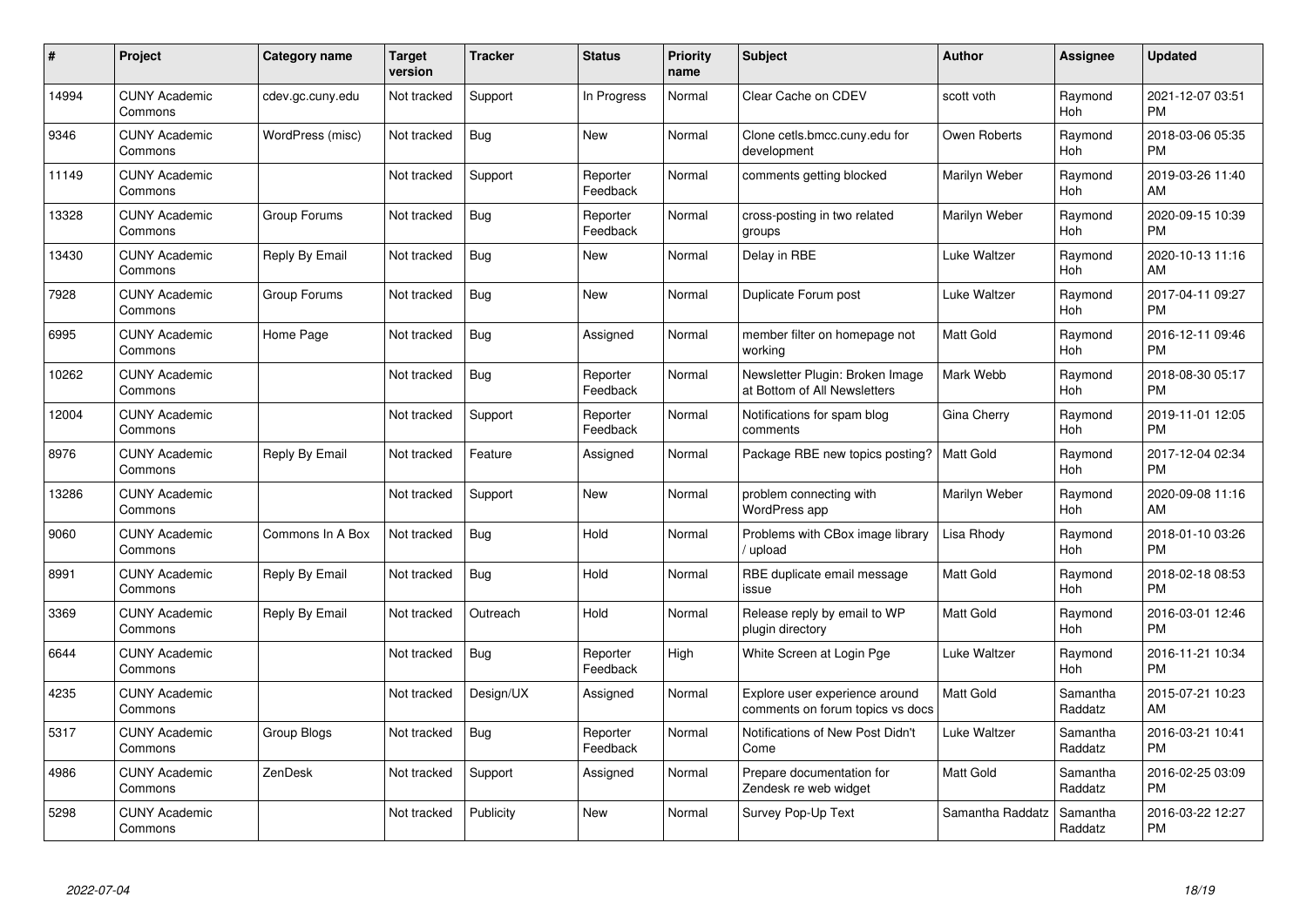| # | Project | Category name | Target version | Tracker | Status | Priority name | Subject | Author | Assignee | Updated |
|---|---|---|---|---|---|---|---|---|---|---|
| 14994 | CUNY Academic Commons | cdev.gc.cuny.edu | Not tracked | Support | In Progress | Normal | Clear Cache on CDEV | scott voth | Raymond Hoh | 2021-12-07 03:51 PM |
| 9346 | CUNY Academic Commons | WordPress (misc) | Not tracked | Bug | New | Normal | Clone cetls.bmcc.cuny.edu for development | Owen Roberts | Raymond Hoh | 2018-03-06 05:35 PM |
| 11149 | CUNY Academic Commons | | Not tracked | Support | Reporter Feedback | Normal | comments getting blocked | Marilyn Weber | Raymond Hoh | 2019-03-26 11:40 AM |
| 13328 | CUNY Academic Commons | Group Forums | Not tracked | Bug | Reporter Feedback | Normal | cross-posting in two related groups | Marilyn Weber | Raymond Hoh | 2020-09-15 10:39 PM |
| 13430 | CUNY Academic Commons | Reply By Email | Not tracked | Bug | New | Normal | Delay in RBE | Luke Waltzer | Raymond Hoh | 2020-10-13 11:16 AM |
| 7928 | CUNY Academic Commons | Group Forums | Not tracked | Bug | New | Normal | Duplicate Forum post | Luke Waltzer | Raymond Hoh | 2017-04-11 09:27 PM |
| 6995 | CUNY Academic Commons | Home Page | Not tracked | Bug | Assigned | Normal | member filter on homepage not working | Matt Gold | Raymond Hoh | 2016-12-11 09:46 PM |
| 10262 | CUNY Academic Commons | | Not tracked | Bug | Reporter Feedback | Normal | Newsletter Plugin: Broken Image at Bottom of All Newsletters | Mark Webb | Raymond Hoh | 2018-08-30 05:17 PM |
| 12004 | CUNY Academic Commons | | Not tracked | Support | Reporter Feedback | Normal | Notifications for spam blog comments | Gina Cherry | Raymond Hoh | 2019-11-01 12:05 PM |
| 8976 | CUNY Academic Commons | Reply By Email | Not tracked | Feature | Assigned | Normal | Package RBE new topics posting? | Matt Gold | Raymond Hoh | 2017-12-04 02:34 PM |
| 13286 | CUNY Academic Commons | | Not tracked | Support | New | Normal | problem connecting with WordPress app | Marilyn Weber | Raymond Hoh | 2020-09-08 11:16 AM |
| 9060 | CUNY Academic Commons | Commons In A Box | Not tracked | Bug | Hold | Normal | Problems with CBox image library / upload | Lisa Rhody | Raymond Hoh | 2018-01-10 03:26 PM |
| 8991 | CUNY Academic Commons | Reply By Email | Not tracked | Bug | Hold | Normal | RBE duplicate email message issue | Matt Gold | Raymond Hoh | 2018-02-18 08:53 PM |
| 3369 | CUNY Academic Commons | Reply By Email | Not tracked | Outreach | Hold | Normal | Release reply by email to WP plugin directory | Matt Gold | Raymond Hoh | 2016-03-01 12:46 PM |
| 6644 | CUNY Academic Commons | | Not tracked | Bug | Reporter Feedback | High | White Screen at Login Pge | Luke Waltzer | Raymond Hoh | 2016-11-21 10:34 PM |
| 4235 | CUNY Academic Commons | | Not tracked | Design/UX | Assigned | Normal | Explore user experience around comments on forum topics vs docs | Matt Gold | Samantha Raddatz | 2015-07-21 10:23 AM |
| 5317 | CUNY Academic Commons | Group Blogs | Not tracked | Bug | Reporter Feedback | Normal | Notifications of New Post Didn't Come | Luke Waltzer | Samantha Raddatz | 2016-03-21 10:41 PM |
| 4986 | CUNY Academic Commons | ZenDesk | Not tracked | Support | Assigned | Normal | Prepare documentation for Zendesk re web widget | Matt Gold | Samantha Raddatz | 2016-02-25 03:09 PM |
| 5298 | CUNY Academic Commons | | Not tracked | Publicity | New | Normal | Survey Pop-Up Text | Samantha Raddatz | Samantha Raddatz | 2016-03-22 12:27 PM |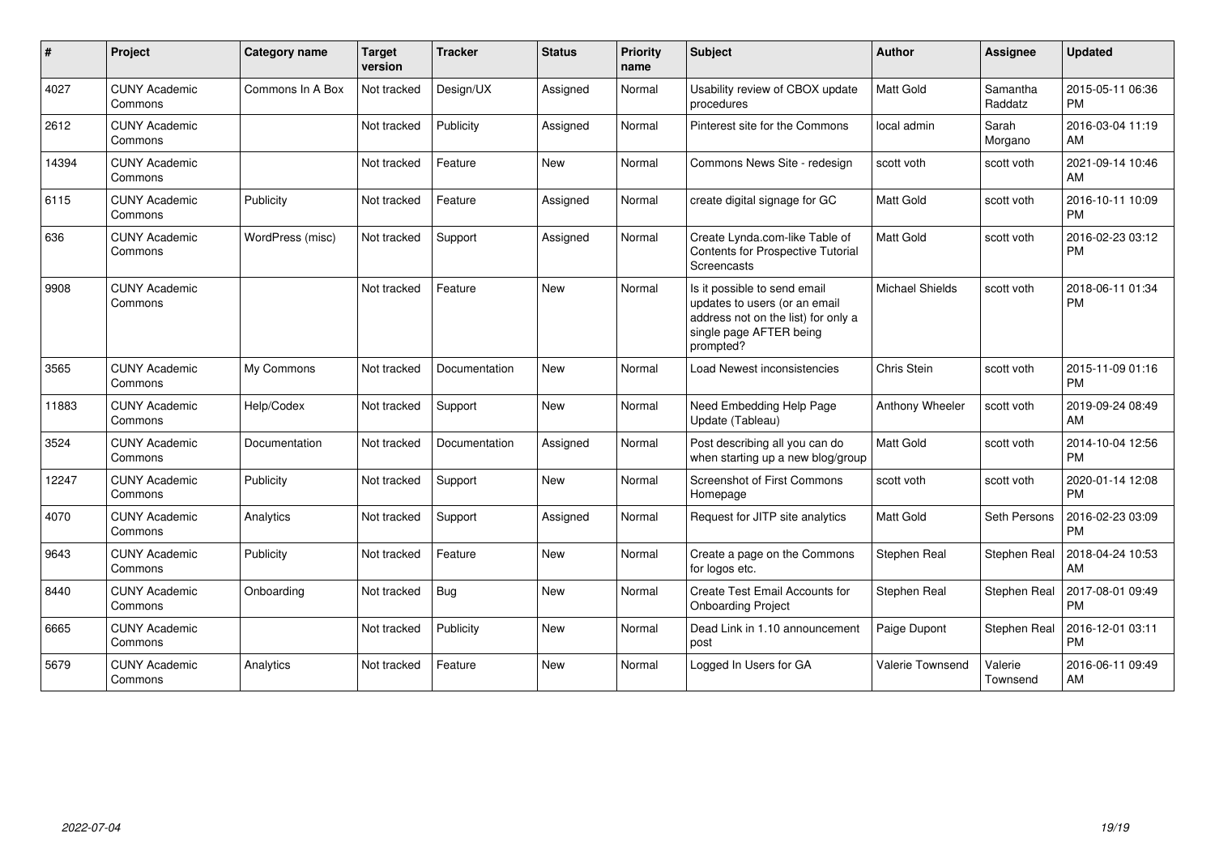| # | Project | Category name | Target version | Tracker | Status | Priority name | Subject | Author | Assignee | Updated |
|---|---|---|---|---|---|---|---|---|---|---|
| 4027 | CUNY Academic Commons | Commons In A Box | Not tracked | Design/UX | Assigned | Normal | Usability review of CBOX update procedures | Matt Gold | Samantha Raddatz | 2015-05-11 06:36 PM |
| 2612 | CUNY Academic Commons | | Not tracked | Publicity | Assigned | Normal | Pinterest site for the Commons | local admin | Sarah Morgano | 2016-03-04 11:19 AM |
| 14394 | CUNY Academic Commons | | Not tracked | Feature | New | Normal | Commons News Site - redesign | scott voth | scott voth | 2021-09-14 10:46 AM |
| 6115 | CUNY Academic Commons | Publicity | Not tracked | Feature | Assigned | Normal | create digital signage for GC | Matt Gold | scott voth | 2016-10-11 10:09 PM |
| 636 | CUNY Academic Commons | WordPress (misc) | Not tracked | Support | Assigned | Normal | Create Lynda.com-like Table of Contents for Prospective Tutorial Screencasts | Matt Gold | scott voth | 2016-02-23 03:12 PM |
| 9908 | CUNY Academic Commons | | Not tracked | Feature | New | Normal | Is it possible to send email updates to users (or an email address not on the list) for only a single page AFTER being prompted? | Michael Shields | scott voth | 2018-06-11 01:34 PM |
| 3565 | CUNY Academic Commons | My Commons | Not tracked | Documentation | New | Normal | Load Newest inconsistencies | Chris Stein | scott voth | 2015-11-09 01:16 PM |
| 11883 | CUNY Academic Commons | Help/Codex | Not tracked | Support | New | Normal | Need Embedding Help Page Update (Tableau) | Anthony Wheeler | scott voth | 2019-09-24 08:49 AM |
| 3524 | CUNY Academic Commons | Documentation | Not tracked | Documentation | Assigned | Normal | Post describing all you can do when starting up a new blog/group | Matt Gold | scott voth | 2014-10-04 12:56 PM |
| 12247 | CUNY Academic Commons | Publicity | Not tracked | Support | New | Normal | Screenshot of First Commons Homepage | scott voth | scott voth | 2020-01-14 12:08 PM |
| 4070 | CUNY Academic Commons | Analytics | Not tracked | Support | Assigned | Normal | Request for JITP site analytics | Matt Gold | Seth Persons | 2016-02-23 03:09 PM |
| 9643 | CUNY Academic Commons | Publicity | Not tracked | Feature | New | Normal | Create a page on the Commons for logos etc. | Stephen Real | Stephen Real | 2018-04-24 10:53 AM |
| 8440 | CUNY Academic Commons | Onboarding | Not tracked | Bug | New | Normal | Create Test Email Accounts for Onboarding Project | Stephen Real | Stephen Real | 2017-08-01 09:49 PM |
| 6665 | CUNY Academic Commons | | Not tracked | Publicity | New | Normal | Dead Link in 1.10 announcement post | Paige Dupont | Stephen Real | 2016-12-01 03:11 PM |
| 5679 | CUNY Academic Commons | Analytics | Not tracked | Feature | New | Normal | Logged In Users for GA | Valerie Townsend | Valerie Townsend | 2016-06-11 09:49 AM |